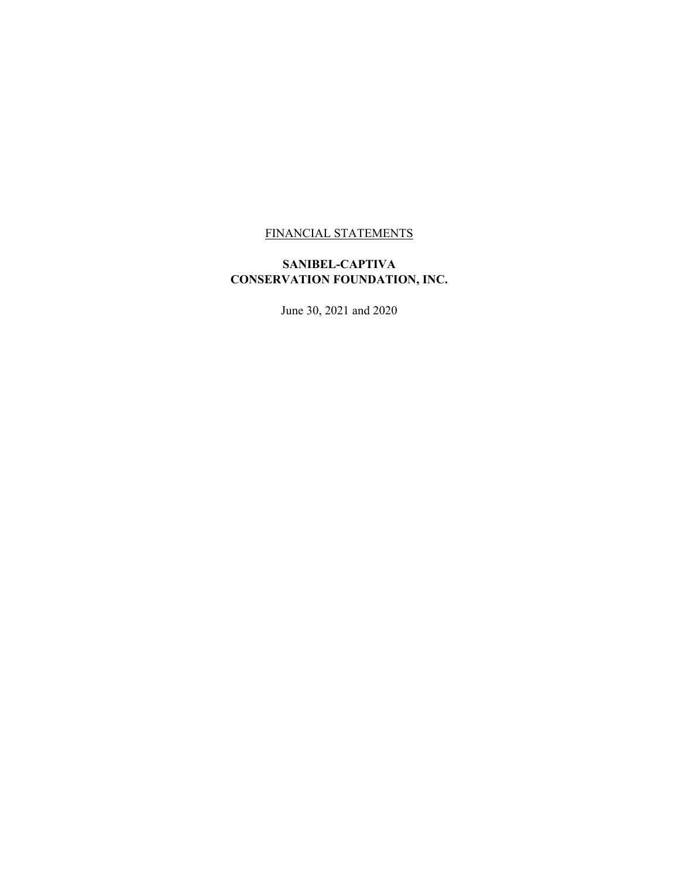FINANCIAL STATEMENTS

**SANIBEL-CAPTIVA CONSERVATION FOUNDATION, INC.**

June 30, 2021 and 2020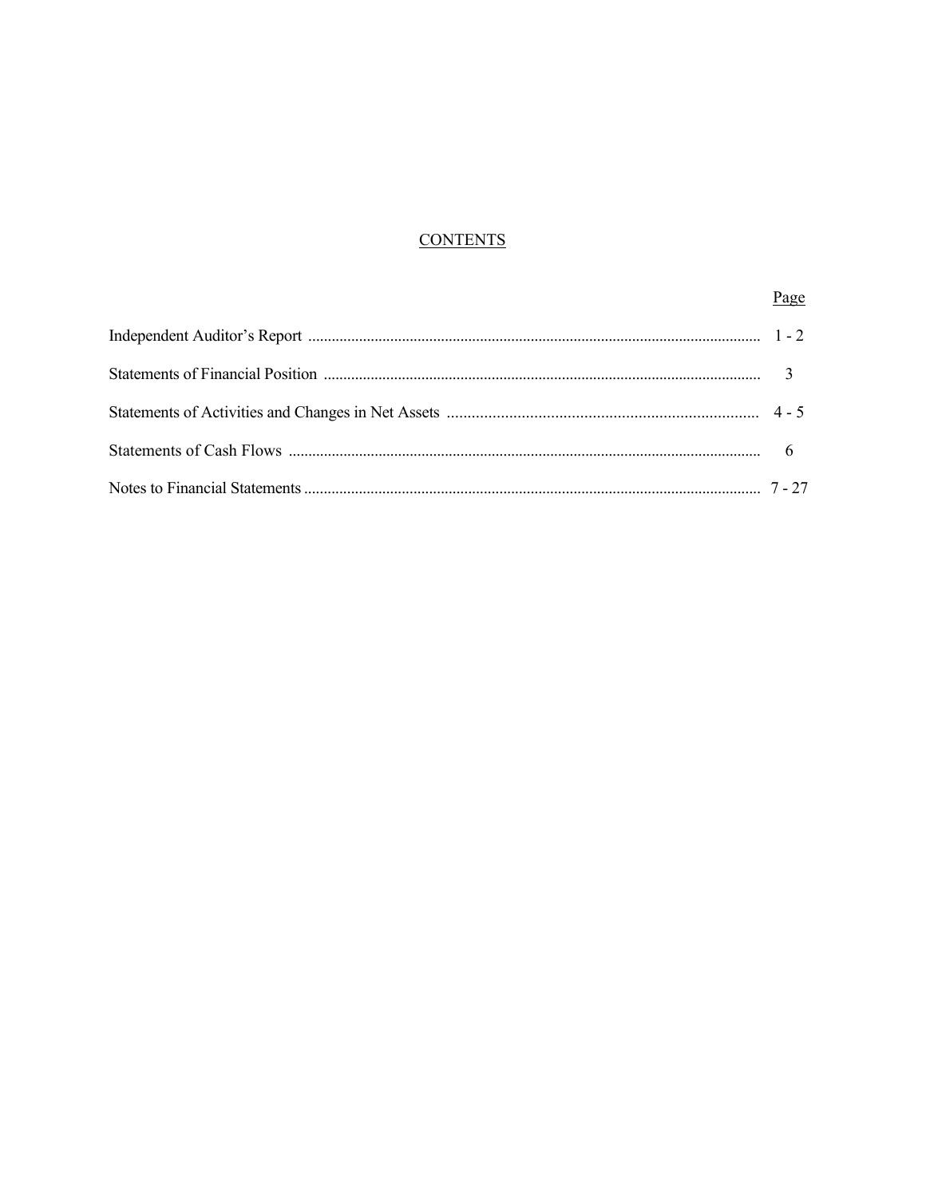# CONTENTS

| | Page |
|---|---|
| Independent Auditor's Report | 1 - 2 |
| Statements of Financial Position | 3 |
| Statements of Activities and Changes in Net Assets | 4 - 5 |
| Statements of Cash Flows | 6 |
| Notes to Financial Statements | 7 - 27 |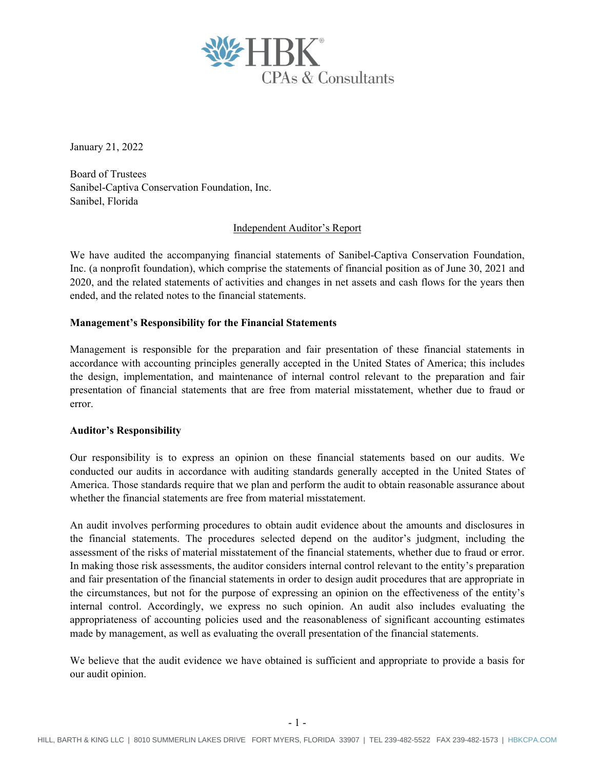January 21, 2022

Board of Trustees
Sanibel-Captiva Conservation Foundation, Inc.
Sanibel, Florida

Independent Auditor's Report

We have audited the accompanying financial statements of Sanibel-Captiva Conservation Foundation, Inc. (a nonprofit foundation), which comprise the statements of financial position as of June 30, 2021 and 2020, and the related statements of activities and changes in net assets and cash flows for the years then ended, and the related notes to the financial statements.

**Management's Responsibility for the Financial Statements**

Management is responsible for the preparation and fair presentation of these financial statements in accordance with accounting principles generally accepted in the United States of America; this includes the design, implementation, and maintenance of internal control relevant to the preparation and fair presentation of financial statements that are free from material misstatement, whether due to fraud or error.

**Auditor's Responsibility**

Our responsibility is to express an opinion on these financial statements based on our audits. We conducted our audits in accordance with auditing standards generally accepted in the United States of America. Those standards require that we plan and perform the audit to obtain reasonable assurance about whether the financial statements are free from material misstatement.

An audit involves performing procedures to obtain audit evidence about the amounts and disclosures in the financial statements. The procedures selected depend on the auditor's judgment, including the assessment of the risks of material misstatement of the financial statements, whether due to fraud or error. In making those risk assessments, the auditor considers internal control relevant to the entity's preparation and fair presentation of the financial statements in order to design audit procedures that are appropriate in the circumstances, but not for the purpose of expressing an opinion on the effectiveness of the entity's internal control. Accordingly, we express no such opinion. An audit also includes evaluating the appropriateness of accounting policies used and the reasonableness of significant accounting estimates made by management, as well as evaluating the overall presentation of the financial statements.

We believe that the audit evidence we have obtained is sufficient and appropriate to provide a basis for our audit opinion.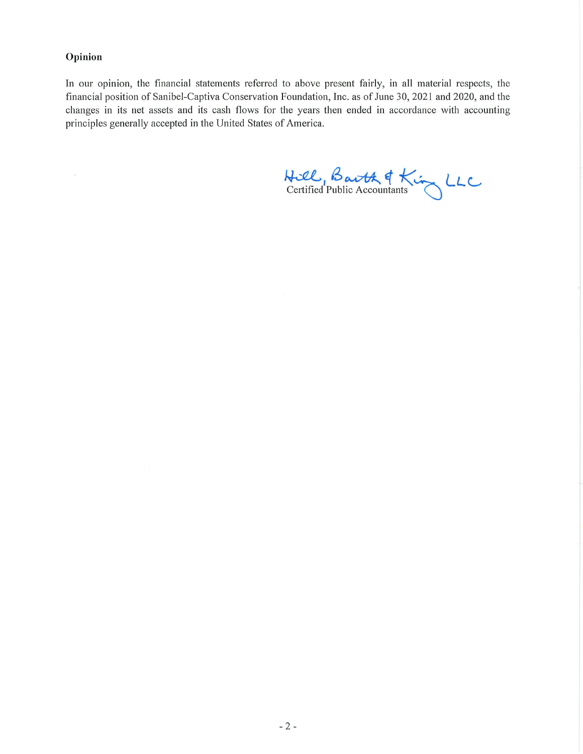### Opinion

In our opinion, the financial statements referred to above present fairly, in all material respects, the financial position of Sanibel-Captiva Conservation Foundation, Inc. as of June 30, 2021 and 2020, and the changes in its net assets and its cash flows for the years then ended in accordance with accounting principles generally accepted in the United States of America.

Hill, Barth & King LLC
Certified Public Accountants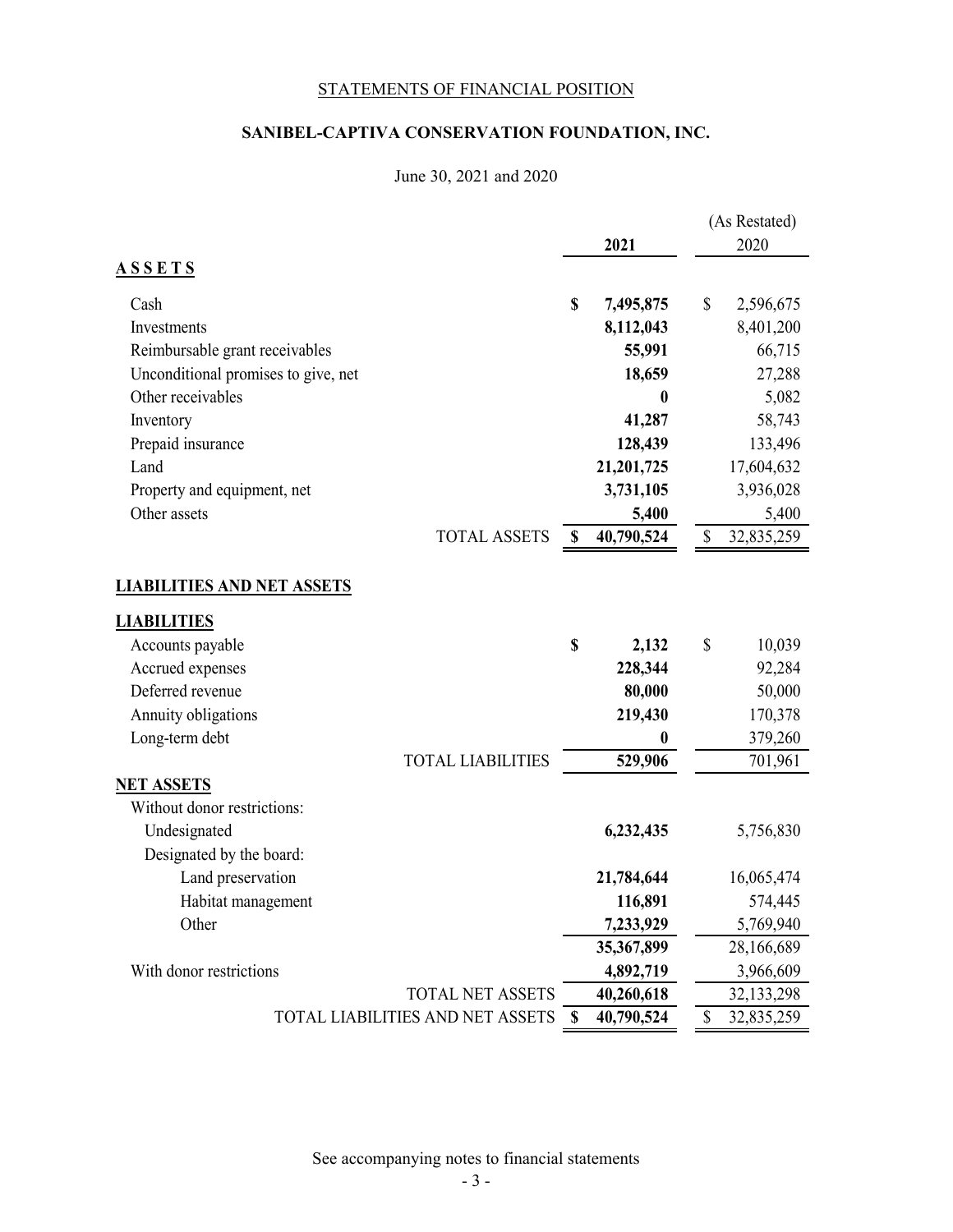STATEMENTS OF FINANCIAL POSITION

**SANIBEL-CAPTIVA CONSERVATION FOUNDATION, INC.**

June 30, 2021 and 2020

| | 2021 | (As Restated) 2020 |
|---|---|---|
| **ASSETS** | | |
| Cash | **$ 7,495,875** | $ 2,596,675 |
| Investments | **8,112,043** | 8,401,200 |
| Reimbursable grant receivables | **55,991** | 66,715 |
| Unconditional promises to give, net | **18,659** | 27,288 |
| Other receivables | **0** | 5,082 |
| Inventory | **41,287** | 58,743 |
| Prepaid insurance | **128,439** | 133,496 |
| Land | **21,201,725** | 17,604,632 |
| Property and equipment, net | **3,731,105** | 3,936,028 |
| Other assets | **5,400** | 5,400 |
| TOTAL ASSETS | **$ 40,790,524** | $ 32,835,259 |
| **LIABILITIES AND NET ASSETS** | | |
| **LIABILITIES** | | |
| Accounts payable | **$ 2,132** | $ 10,039 |
| Accrued expenses | **228,344** | 92,284 |
| Deferred revenue | **80,000** | 50,000 |
| Annuity obligations | **219,430** | 170,378 |
| Long-term debt | **0** | 379,260 |
| TOTAL LIABILITIES | **529,906** | 701,961 |
| **NET ASSETS** | | |
| Without donor restrictions: | | |
| Undesignated | **6,232,435** | 5,756,830 |
| Designated by the board: | | |
| Land preservation | **21,784,644** | 16,065,474 |
| Habitat management | **116,891** | 574,445 |
| Other | **7,233,929** | 5,769,940 |
| | **35,367,899** | 28,166,689 |
| With donor restrictions | **4,892,719** | 3,966,609 |
| TOTAL NET ASSETS | **40,260,618** | 32,133,298 |
| TOTAL LIABILITIES AND NET ASSETS | **$ 40,790,524** | $ 32,835,259 |

See accompanying notes to financial statements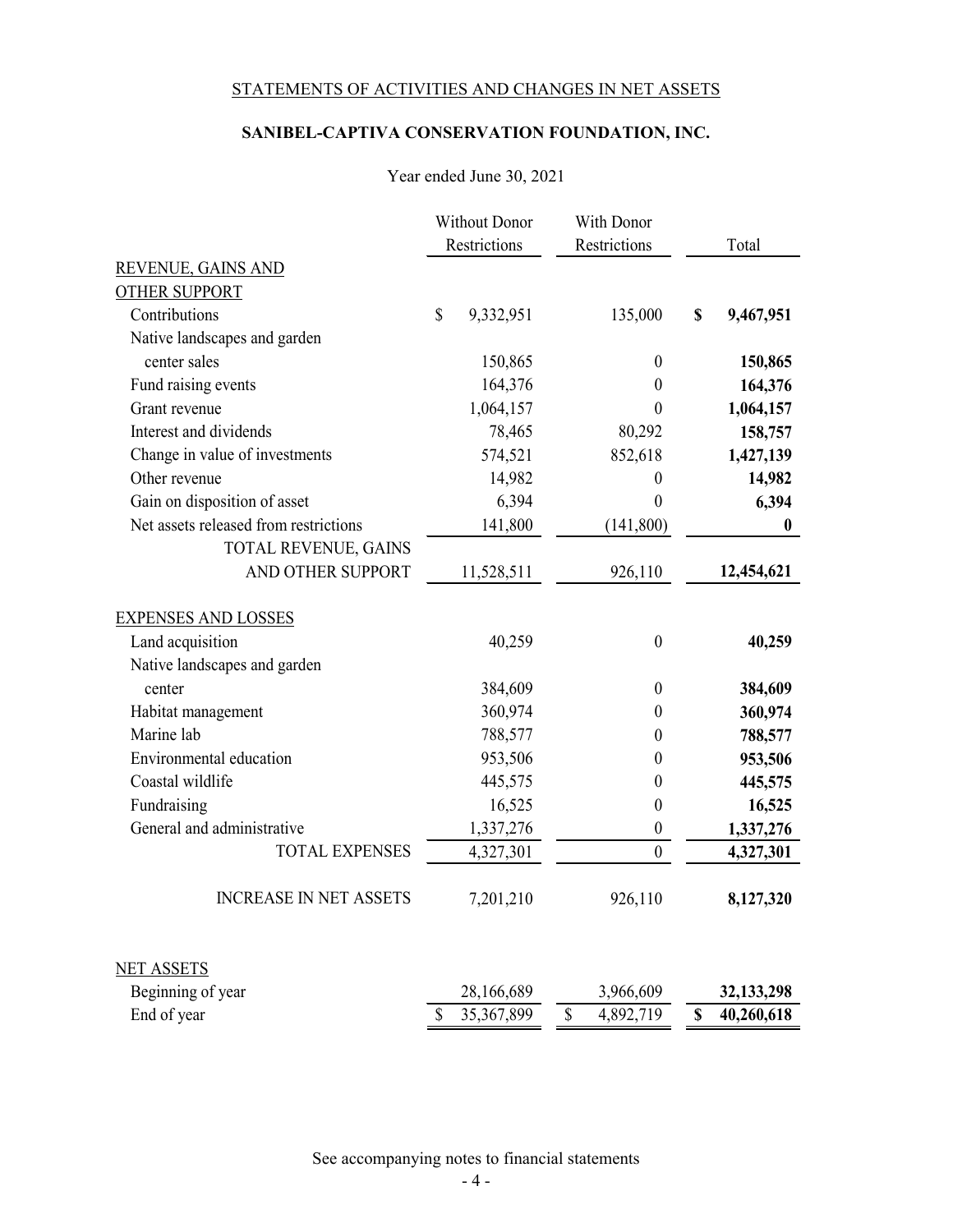STATEMENTS OF ACTIVITIES AND CHANGES IN NET ASSETS

**SANIBEL-CAPTIVA CONSERVATION FOUNDATION, INC.**

Year ended June 30, 2021

| | Without Donor Restrictions | With Donor Restrictions | Total |
|---|---|---|---|
| REVENUE, GAINS AND OTHER SUPPORT | | | |
| Contributions | $ 9,332,951 | 135,000 | **$ 9,467,951** |
| Native landscapes and garden center sales | 150,865 | 0 | **150,865** |
| Fund raising events | 164,376 | 0 | **164,376** |
| Grant revenue | 1,064,157 | 0 | **1,064,157** |
| Interest and dividends | 78,465 | 80,292 | **158,757** |
| Change in value of investments | 574,521 | 852,618 | **1,427,139** |
| Other revenue | 14,982 | 0 | **14,982** |
| Gain on disposition of asset | 6,394 | 0 | **6,394** |
| Net assets released from restrictions | 141,800 | (141,800) | **0** |
| TOTAL REVENUE, GAINS AND OTHER SUPPORT | 11,528,511 | 926,110 | **12,454,621** |
| EXPENSES AND LOSSES | | | |
| Land acquisition | 40,259 | 0 | **40,259** |
| Native landscapes and garden center | 384,609 | 0 | **384,609** |
| Habitat management | 360,974 | 0 | **360,974** |
| Marine lab | 788,577 | 0 | **788,577** |
| Environmental education | 953,506 | 0 | **953,506** |
| Coastal wildlife | 445,575 | 0 | **445,575** |
| Fundraising | 16,525 | 0 | **16,525** |
| General and administrative | 1,337,276 | 0 | **1,337,276** |
| TOTAL EXPENSES | 4,327,301 | 0 | **4,327,301** |
| INCREASE IN NET ASSETS | 7,201,210 | 926,110 | **8,127,320** |
| NET ASSETS | | | |
| Beginning of year | 28,166,689 | 3,966,609 | **32,133,298** |
| End of year | $ 35,367,899 | $ 4,892,719 | **$ 40,260,618** |

See accompanying notes to financial statements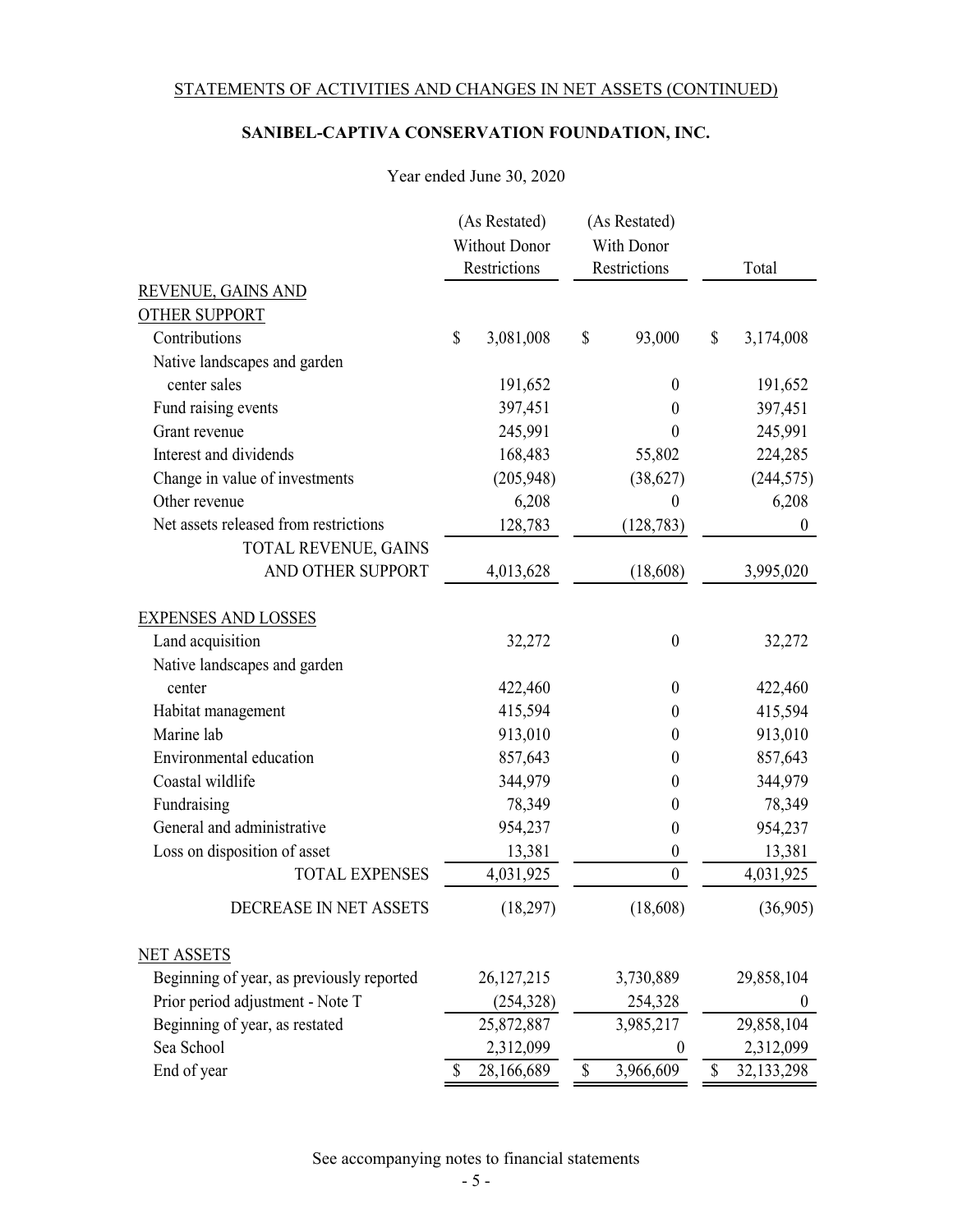STATEMENTS OF ACTIVITIES AND CHANGES IN NET ASSETS (CONTINUED)

**SANIBEL-CAPTIVA CONSERVATION FOUNDATION, INC.**

Year ended June 30, 2020

| | (As Restated) Without Donor Restrictions | (As Restated) With Donor Restrictions | Total |
|---|---|---|---|
| REVENUE, GAINS AND OTHER SUPPORT | | | |
| Contributions | $ 3,081,008 | $ 93,000 | $ 3,174,008 |
| Native landscapes and garden center sales | 191,652 | 0 | 191,652 |
| Fund raising events | 397,451 | 0 | 397,451 |
| Grant revenue | 245,991 | 0 | 245,991 |
| Interest and dividends | 168,483 | 55,802 | 224,285 |
| Change in value of investments | (205,948) | (38,627) | (244,575) |
| Other revenue | 6,208 | 0 | 6,208 |
| Net assets released from restrictions | 128,783 | (128,783) | 0 |
| TOTAL REVENUE, GAINS AND OTHER SUPPORT | 4,013,628 | (18,608) | 3,995,020 |
| EXPENSES AND LOSSES | | | |
| Land acquisition | 32,272 | 0 | 32,272 |
| Native landscapes and garden center | 422,460 | 0 | 422,460 |
| Habitat management | 415,594 | 0 | 415,594 |
| Marine lab | 913,010 | 0 | 913,010 |
| Environmental education | 857,643 | 0 | 857,643 |
| Coastal wildlife | 344,979 | 0 | 344,979 |
| Fundraising | 78,349 | 0 | 78,349 |
| General and administrative | 954,237 | 0 | 954,237 |
| Loss on disposition of asset | 13,381 | 0 | 13,381 |
| TOTAL EXPENSES | 4,031,925 | 0 | 4,031,925 |
| DECREASE IN NET ASSETS | (18,297) | (18,608) | (36,905) |
| NET ASSETS | | | |
| Beginning of year, as previously reported | 26,127,215 | 3,730,889 | 29,858,104 |
| Prior period adjustment - Note T | (254,328) | 254,328 | 0 |
| Beginning of year, as restated | 25,872,887 | 3,985,217 | 29,858,104 |
| Sea School | 2,312,099 | 0 | 2,312,099 |
| End of year | $ 28,166,689 | $ 3,966,609 | $ 32,133,298 |

See accompanying notes to financial statements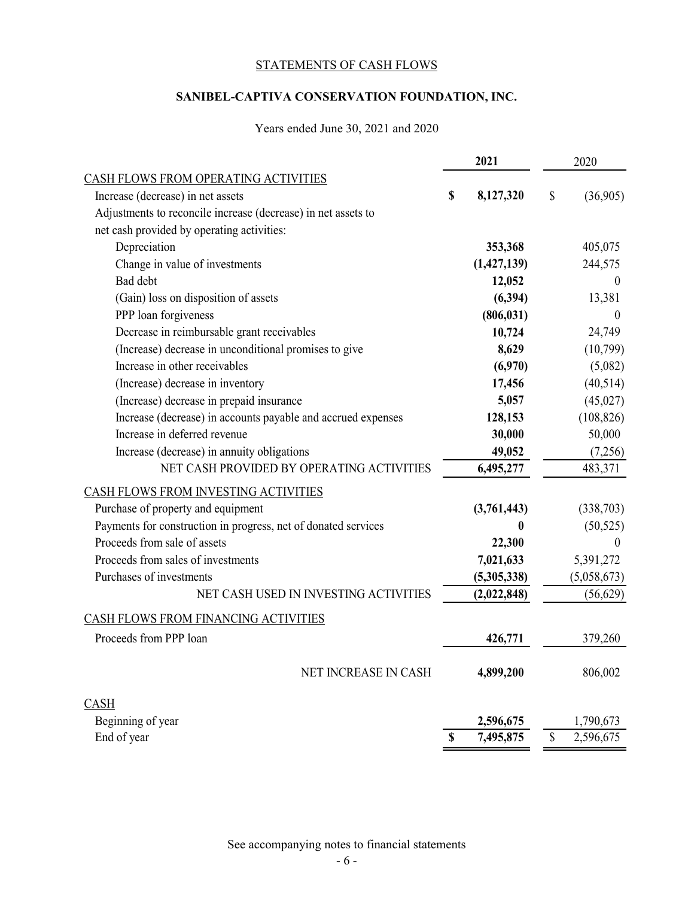STATEMENTS OF CASH FLOWS

**SANIBEL-CAPTIVA CONSERVATION FOUNDATION, INC.**

Years ended June 30, 2021 and 2020

| | **2021** | 2020 |
|---|---|---|
| CASH FLOWS FROM OPERATING ACTIVITIES | | |
| Increase (decrease) in net assets | **$ 8,127,320** | $ (36,905) |
| Adjustments to reconcile increase (decrease) in net assets to net cash provided by operating activities: | | |
| Depreciation | **353,368** | 405,075 |
| Change in value of investments | **(1,427,139)** | 244,575 |
| Bad debt | **12,052** | 0 |
| (Gain) loss on disposition of assets | **(6,394)** | 13,381 |
| PPP loan forgiveness | **(806,031)** | 0 |
| Decrease in reimbursable grant receivables | **10,724** | 24,749 |
| (Increase) decrease in unconditional promises to give | **8,629** | (10,799) |
| Increase in other receivables | **(6,970)** | (5,082) |
| (Increase) decrease in inventory | **17,456** | (40,514) |
| (Increase) decrease in prepaid insurance | **5,057** | (45,027) |
| Increase (decrease) in accounts payable and accrued expenses | **128,153** | (108,826) |
| Increase in deferred revenue | **30,000** | 50,000 |
| Increase (decrease) in annuity obligations | **49,052** | (7,256) |
| NET CASH PROVIDED BY OPERATING ACTIVITIES | **6,495,277** | 483,371 |
| CASH FLOWS FROM INVESTING ACTIVITIES | | |
| Purchase of property and equipment | **(3,761,443)** | (338,703) |
| Payments for construction in progress, net of donated services | **0** | (50,525) |
| Proceeds from sale of assets | **22,300** | 0 |
| Proceeds from sales of investments | **7,021,633** | 5,391,272 |
| Purchases of investments | **(5,305,338)** | (5,058,673) |
| NET CASH USED IN INVESTING ACTIVITIES | **(2,022,848)** | (56,629) |
| CASH FLOWS FROM FINANCING ACTIVITIES | | |
| Proceeds from PPP loan | **426,771** | 379,260 |
| NET INCREASE IN CASH | **4,899,200** | 806,002 |
| CASH | | |
| Beginning of year | **2,596,675** | 1,790,673 |
| End of year | **$ 7,495,875** | $ 2,596,675 |

See accompanying notes to financial statements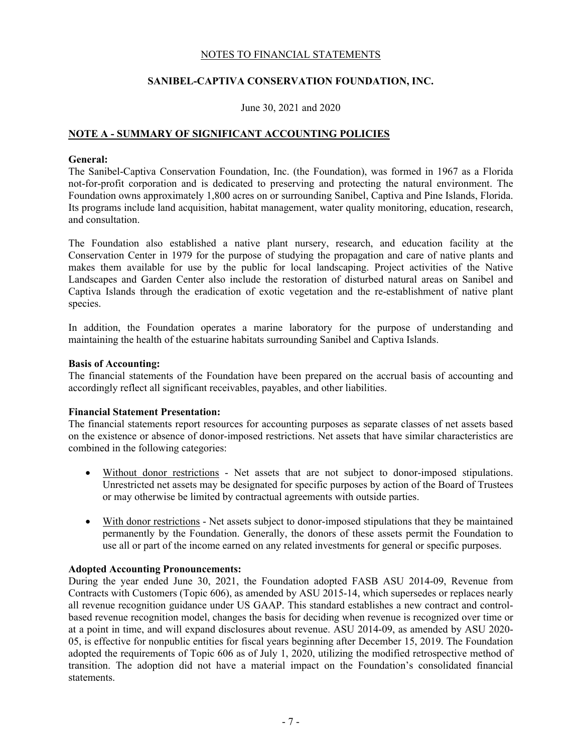NOTES TO FINANCIAL STATEMENTS

**SANIBEL-CAPTIVA CONSERVATION FOUNDATION, INC.**

June 30, 2021 and 2020

## NOTE A - SUMMARY OF SIGNIFICANT ACCOUNTING POLICIES

**General:**
The Sanibel-Captiva Conservation Foundation, Inc. (the Foundation), was formed in 1967 as a Florida not-for-profit corporation and is dedicated to preserving and protecting the natural environment. The Foundation owns approximately 1,800 acres on or surrounding Sanibel, Captiva and Pine Islands, Florida. Its programs include land acquisition, habitat management, water quality monitoring, education, research, and consultation.

The Foundation also established a native plant nursery, research, and education facility at the Conservation Center in 1979 for the purpose of studying the propagation and care of native plants and makes them available for use by the public for local landscaping. Project activities of the Native Landscapes and Garden Center also include the restoration of disturbed natural areas on Sanibel and Captiva Islands through the eradication of exotic vegetation and the re-establishment of native plant species.

In addition, the Foundation operates a marine laboratory for the purpose of understanding and maintaining the health of the estuarine habitats surrounding Sanibel and Captiva Islands.

**Basis of Accounting:**
The financial statements of the Foundation have been prepared on the accrual basis of accounting and accordingly reflect all significant receivables, payables, and other liabilities.

**Financial Statement Presentation:**
The financial statements report resources for accounting purposes as separate classes of net assets based on the existence or absence of donor-imposed restrictions. Net assets that have similar characteristics are combined in the following categories:

- Without donor restrictions - Net assets that are not subject to donor-imposed stipulations. Unrestricted net assets may be designated for specific purposes by action of the Board of Trustees or may otherwise be limited by contractual agreements with outside parties.

- With donor restrictions - Net assets subject to donor-imposed stipulations that they be maintained permanently by the Foundation. Generally, the donors of these assets permit the Foundation to use all or part of the income earned on any related investments for general or specific purposes.

**Adopted Accounting Pronouncements:**
During the year ended June 30, 2021, the Foundation adopted FASB ASU 2014-09, Revenue from Contracts with Customers (Topic 606), as amended by ASU 2015-14, which supersedes or replaces nearly all revenue recognition guidance under US GAAP. This standard establishes a new contract and control-based revenue recognition model, changes the basis for deciding when revenue is recognized over time or at a point in time, and will expand disclosures about revenue. ASU 2014-09, as amended by ASU 2020-05, is effective for nonpublic entities for fiscal years beginning after December 15, 2019. The Foundation adopted the requirements of Topic 606 as of July 1, 2020, utilizing the modified retrospective method of transition. The adoption did not have a material impact on the Foundation's consolidated financial statements.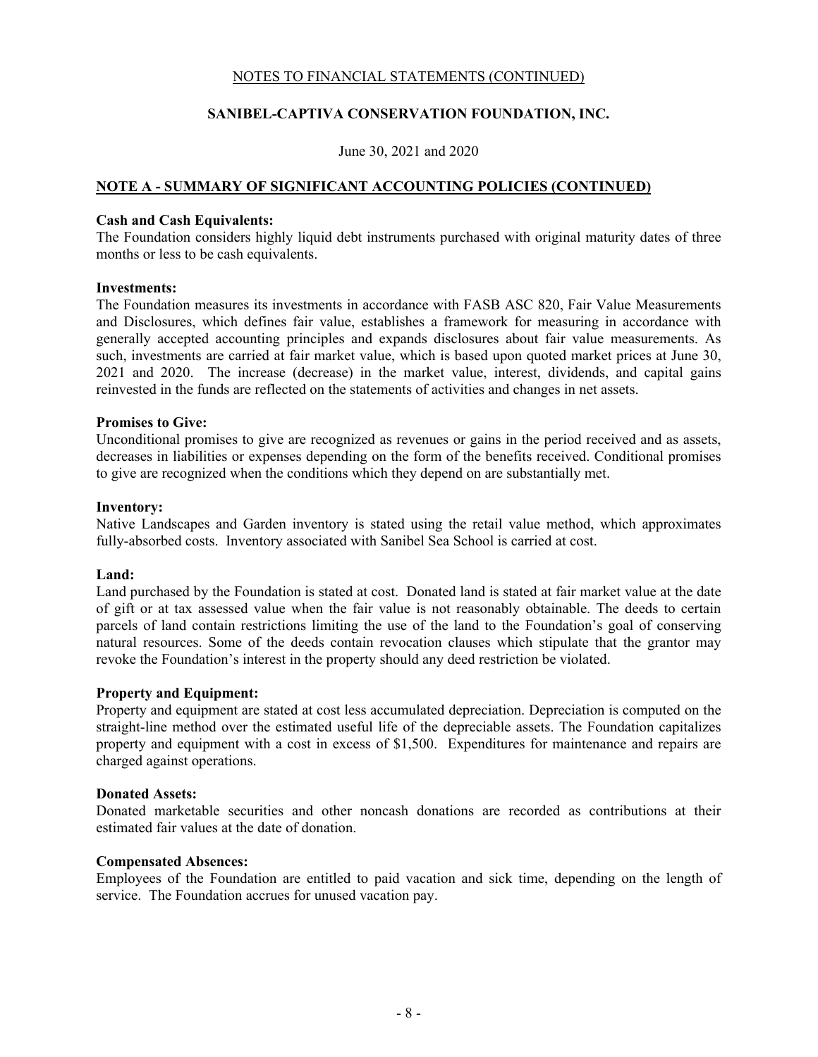NOTES TO FINANCIAL STATEMENTS (CONTINUED)

**SANIBEL-CAPTIVA CONSERVATION FOUNDATION, INC.**

June 30, 2021 and 2020

## NOTE A - SUMMARY OF SIGNIFICANT ACCOUNTING POLICIES (CONTINUED)

**Cash and Cash Equivalents:**
The Foundation considers highly liquid debt instruments purchased with original maturity dates of three months or less to be cash equivalents.

**Investments:**
The Foundation measures its investments in accordance with FASB ASC 820, Fair Value Measurements and Disclosures, which defines fair value, establishes a framework for measuring in accordance with generally accepted accounting principles and expands disclosures about fair value measurements. As such, investments are carried at fair market value, which is based upon quoted market prices at June 30, 2021 and 2020. The increase (decrease) in the market value, interest, dividends, and capital gains reinvested in the funds are reflected on the statements of activities and changes in net assets.

**Promises to Give:**
Unconditional promises to give are recognized as revenues or gains in the period received and as assets, decreases in liabilities or expenses depending on the form of the benefits received. Conditional promises to give are recognized when the conditions which they depend on are substantially met.

**Inventory:**
Native Landscapes and Garden inventory is stated using the retail value method, which approximates fully-absorbed costs. Inventory associated with Sanibel Sea School is carried at cost.

**Land:**
Land purchased by the Foundation is stated at cost. Donated land is stated at fair market value at the date of gift or at tax assessed value when the fair value is not reasonably obtainable. The deeds to certain parcels of land contain restrictions limiting the use of the land to the Foundation's goal of conserving natural resources. Some of the deeds contain revocation clauses which stipulate that the grantor may revoke the Foundation's interest in the property should any deed restriction be violated.

**Property and Equipment:**
Property and equipment are stated at cost less accumulated depreciation. Depreciation is computed on the straight-line method over the estimated useful life of the depreciable assets. The Foundation capitalizes property and equipment with a cost in excess of $1,500. Expenditures for maintenance and repairs are charged against operations.

**Donated Assets:**
Donated marketable securities and other noncash donations are recorded as contributions at their estimated fair values at the date of donation.

**Compensated Absences:**
Employees of the Foundation are entitled to paid vacation and sick time, depending on the length of service. The Foundation accrues for unused vacation pay.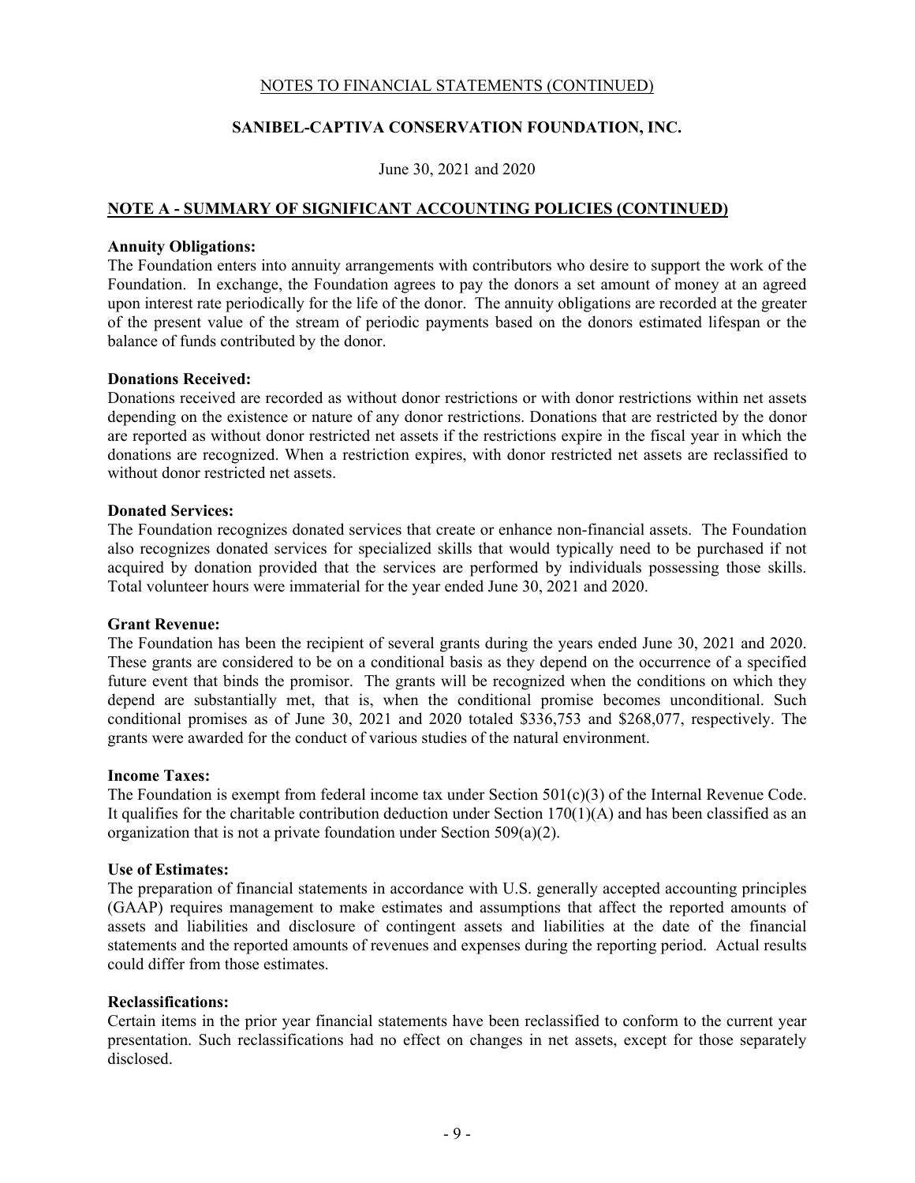NOTES TO FINANCIAL STATEMENTS (CONTINUED)

**SANIBEL-CAPTIVA CONSERVATION FOUNDATION, INC.**

June 30, 2021 and 2020

## NOTE A - SUMMARY OF SIGNIFICANT ACCOUNTING POLICIES (CONTINUED)

**Annuity Obligations:**
The Foundation enters into annuity arrangements with contributors who desire to support the work of the Foundation. In exchange, the Foundation agrees to pay the donors a set amount of money at an agreed upon interest rate periodically for the life of the donor. The annuity obligations are recorded at the greater of the present value of the stream of periodic payments based on the donors estimated lifespan or the balance of funds contributed by the donor.

**Donations Received:**
Donations received are recorded as without donor restrictions or with donor restrictions within net assets depending on the existence or nature of any donor restrictions. Donations that are restricted by the donor are reported as without donor restricted net assets if the restrictions expire in the fiscal year in which the donations are recognized. When a restriction expires, with donor restricted net assets are reclassified to without donor restricted net assets.

**Donated Services:**
The Foundation recognizes donated services that create or enhance non-financial assets. The Foundation also recognizes donated services for specialized skills that would typically need to be purchased if not acquired by donation provided that the services are performed by individuals possessing those skills. Total volunteer hours were immaterial for the year ended June 30, 2021 and 2020.

**Grant Revenue:**
The Foundation has been the recipient of several grants during the years ended June 30, 2021 and 2020. These grants are considered to be on a conditional basis as they depend on the occurrence of a specified future event that binds the promisor. The grants will be recognized when the conditions on which they depend are substantially met, that is, when the conditional promise becomes unconditional. Such conditional promises as of June 30, 2021 and 2020 totaled $336,753 and $268,077, respectively. The grants were awarded for the conduct of various studies of the natural environment.

**Income Taxes:**
The Foundation is exempt from federal income tax under Section 501(c)(3) of the Internal Revenue Code. It qualifies for the charitable contribution deduction under Section 170(1)(A) and has been classified as an organization that is not a private foundation under Section 509(a)(2).

**Use of Estimates:**
The preparation of financial statements in accordance with U.S. generally accepted accounting principles (GAAP) requires management to make estimates and assumptions that affect the reported amounts of assets and liabilities and disclosure of contingent assets and liabilities at the date of the financial statements and the reported amounts of revenues and expenses during the reporting period. Actual results could differ from those estimates.

**Reclassifications:**
Certain items in the prior year financial statements have been reclassified to conform to the current year presentation. Such reclassifications had no effect on changes in net assets, except for those separately disclosed.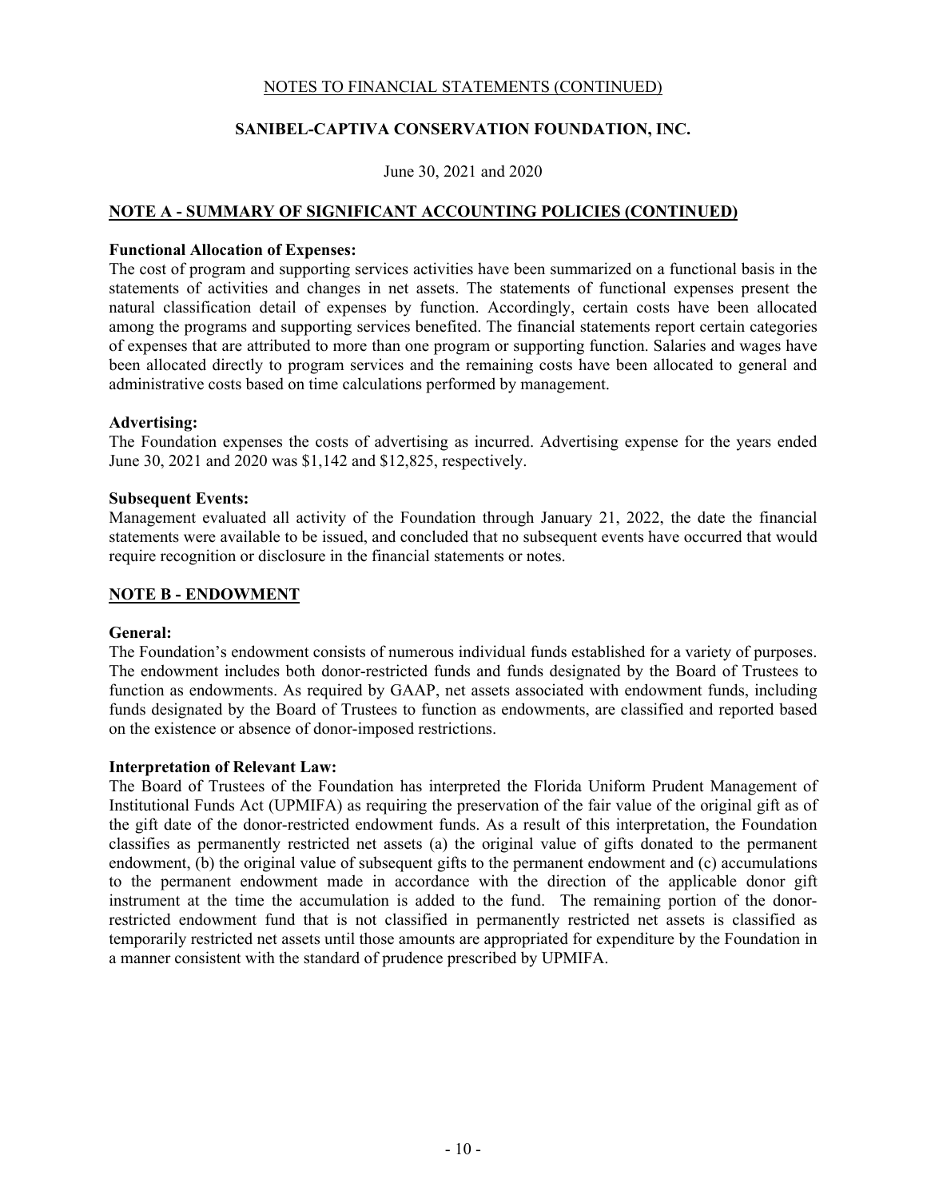NOTES TO FINANCIAL STATEMENTS (CONTINUED)

**SANIBEL-CAPTIVA CONSERVATION FOUNDATION, INC.**

June 30, 2021 and 2020

## NOTE A - SUMMARY OF SIGNIFICANT ACCOUNTING POLICIES (CONTINUED)

**Functional Allocation of Expenses:**
The cost of program and supporting services activities have been summarized on a functional basis in the statements of activities and changes in net assets. The statements of functional expenses present the natural classification detail of expenses by function. Accordingly, certain costs have been allocated among the programs and supporting services benefited. The financial statements report certain categories of expenses that are attributed to more than one program or supporting function. Salaries and wages have been allocated directly to program services and the remaining costs have been allocated to general and administrative costs based on time calculations performed by management.

**Advertising:**
The Foundation expenses the costs of advertising as incurred. Advertising expense for the years ended June 30, 2021 and 2020 was $1,142 and $12,825, respectively.

**Subsequent Events:**
Management evaluated all activity of the Foundation through January 21, 2022, the date the financial statements were available to be issued, and concluded that no subsequent events have occurred that would require recognition or disclosure in the financial statements or notes.

## NOTE B - ENDOWMENT

**General:**
The Foundation's endowment consists of numerous individual funds established for a variety of purposes. The endowment includes both donor-restricted funds and funds designated by the Board of Trustees to function as endowments. As required by GAAP, net assets associated with endowment funds, including funds designated by the Board of Trustees to function as endowments, are classified and reported based on the existence or absence of donor-imposed restrictions.

**Interpretation of Relevant Law:**
The Board of Trustees of the Foundation has interpreted the Florida Uniform Prudent Management of Institutional Funds Act (UPMIFA) as requiring the preservation of the fair value of the original gift as of the gift date of the donor-restricted endowment funds. As a result of this interpretation, the Foundation classifies as permanently restricted net assets (a) the original value of gifts donated to the permanent endowment, (b) the original value of subsequent gifts to the permanent endowment and (c) accumulations to the permanent endowment made in accordance with the direction of the applicable donor gift instrument at the time the accumulation is added to the fund. The remaining portion of the donor-restricted endowment fund that is not classified in permanently restricted net assets is classified as temporarily restricted net assets until those amounts are appropriated for expenditure by the Foundation in a manner consistent with the standard of prudence prescribed by UPMIFA.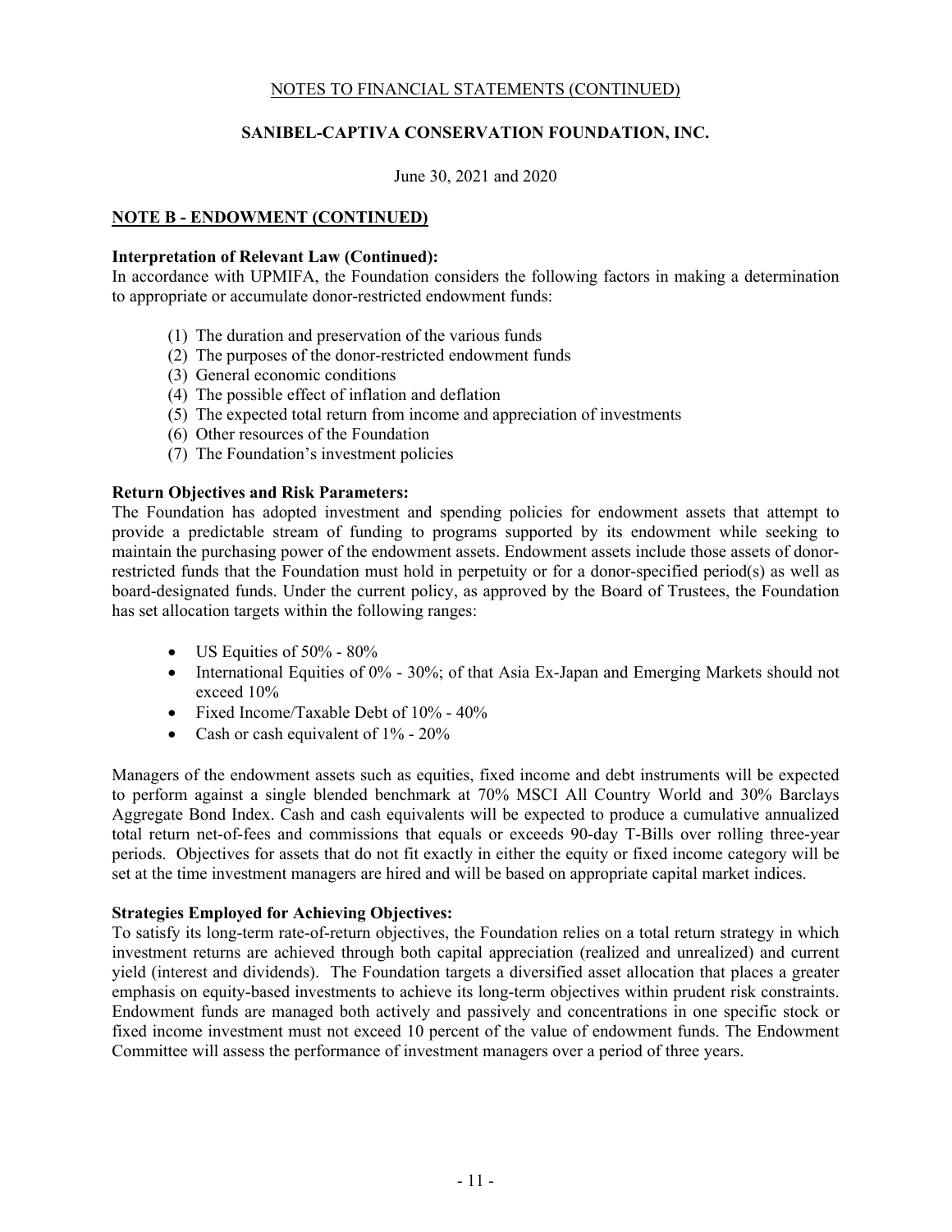NOTES TO FINANCIAL STATEMENTS (CONTINUED)

**SANIBEL-CAPTIVA CONSERVATION FOUNDATION, INC.**

June 30, 2021 and 2020

## NOTE B - ENDOWMENT (CONTINUED)

**Interpretation of Relevant Law (Continued):**
In accordance with UPMIFA, the Foundation considers the following factors in making a determination to appropriate or accumulate donor-restricted endowment funds:

(1) The duration and preservation of the various funds
(2) The purposes of the donor-restricted endowment funds
(3) General economic conditions
(4) The possible effect of inflation and deflation
(5) The expected total return from income and appreciation of investments
(6) Other resources of the Foundation
(7) The Foundation's investment policies

**Return Objectives and Risk Parameters:**
The Foundation has adopted investment and spending policies for endowment assets that attempt to provide a predictable stream of funding to programs supported by its endowment while seeking to maintain the purchasing power of the endowment assets. Endowment assets include those assets of donor-restricted funds that the Foundation must hold in perpetuity or for a donor-specified period(s) as well as board-designated funds. Under the current policy, as approved by the Board of Trustees, the Foundation has set allocation targets within the following ranges:

- US Equities of 50% - 80%
- International Equities of 0% - 30%; of that Asia Ex-Japan and Emerging Markets should not exceed 10%
- Fixed Income/Taxable Debt of 10% - 40%
- Cash or cash equivalent of 1% - 20%

Managers of the endowment assets such as equities, fixed income and debt instruments will be expected to perform against a single blended benchmark at 70% MSCI All Country World and 30% Barclays Aggregate Bond Index. Cash and cash equivalents will be expected to produce a cumulative annualized total return net-of-fees and commissions that equals or exceeds 90-day T-Bills over rolling three-year periods. Objectives for assets that do not fit exactly in either the equity or fixed income category will be set at the time investment managers are hired and will be based on appropriate capital market indices.

**Strategies Employed for Achieving Objectives:**
To satisfy its long-term rate-of-return objectives, the Foundation relies on a total return strategy in which investment returns are achieved through both capital appreciation (realized and unrealized) and current yield (interest and dividends). The Foundation targets a diversified asset allocation that places a greater emphasis on equity-based investments to achieve its long-term objectives within prudent risk constraints. Endowment funds are managed both actively and passively and concentrations in one specific stock or fixed income investment must not exceed 10 percent of the value of endowment funds. The Endowment Committee will assess the performance of investment managers over a period of three years.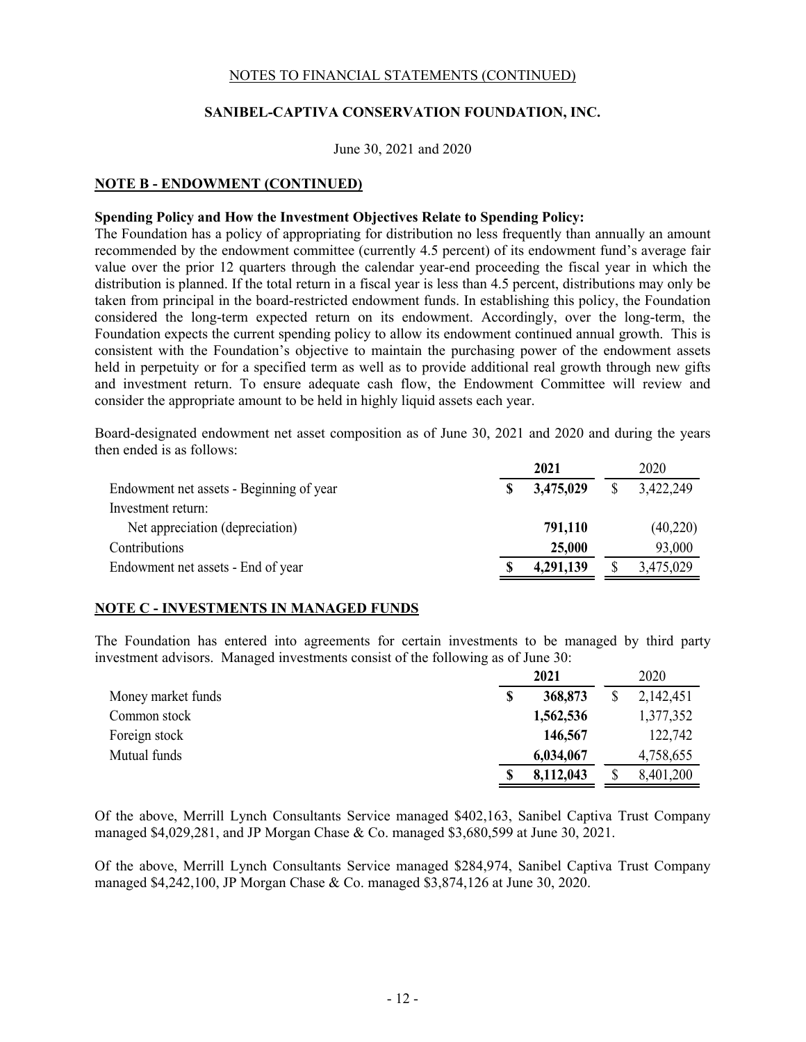NOTES TO FINANCIAL STATEMENTS (CONTINUED)

**SANIBEL-CAPTIVA CONSERVATION FOUNDATION, INC.**

June 30, 2021 and 2020

## NOTE B - ENDOWMENT (CONTINUED)

**Spending Policy and How the Investment Objectives Relate to Spending Policy:**
The Foundation has a policy of appropriating for distribution no less frequently than annually an amount recommended by the endowment committee (currently 4.5 percent) of its endowment fund's average fair value over the prior 12 quarters through the calendar year-end proceeding the fiscal year in which the distribution is planned. If the total return in a fiscal year is less than 4.5 percent, distributions may only be taken from principal in the board-restricted endowment funds. In establishing this policy, the Foundation considered the long-term expected return on its endowment. Accordingly, over the long-term, the Foundation expects the current spending policy to allow its endowment continued annual growth. This is consistent with the Foundation's objective to maintain the purchasing power of the endowment assets held in perpetuity or for a specified term as well as to provide additional real growth through new gifts and investment return. To ensure adequate cash flow, the Endowment Committee will review and consider the appropriate amount to be held in highly liquid assets each year.

Board-designated endowment net asset composition as of June 30, 2021 and 2020 and during the years then ended is as follows:

| | **2021** | 2020 |
|---|---|---|
| Endowment net assets - Beginning of year | **$ 3,475,029** | $ 3,422,249 |
| Investment return: | | |
| Net appreciation (depreciation) | **791,110** | (40,220) |
| Contributions | **25,000** | 93,000 |
| Endowment net assets - End of year | **$ 4,291,139** | $ 3,475,029 |

## NOTE C - INVESTMENTS IN MANAGED FUNDS

The Foundation has entered into agreements for certain investments to be managed by third party investment advisors. Managed investments consist of the following as of June 30:

| | **2021** | 2020 |
|---|---|---|
| Money market funds | **$ 368,873** | $ 2,142,451 |
| Common stock | **1,562,536** | 1,377,352 |
| Foreign stock | **146,567** | 122,742 |
| Mutual funds | **6,034,067** | 4,758,655 |
| | **$ 8,112,043** | $ 8,401,200 |

Of the above, Merrill Lynch Consultants Service managed $402,163, Sanibel Captiva Trust Company managed $4,029,281, and JP Morgan Chase & Co. managed $3,680,599 at June 30, 2021.

Of the above, Merrill Lynch Consultants Service managed $284,974, Sanibel Captiva Trust Company managed $4,242,100, JP Morgan Chase & Co. managed $3,874,126 at June 30, 2020.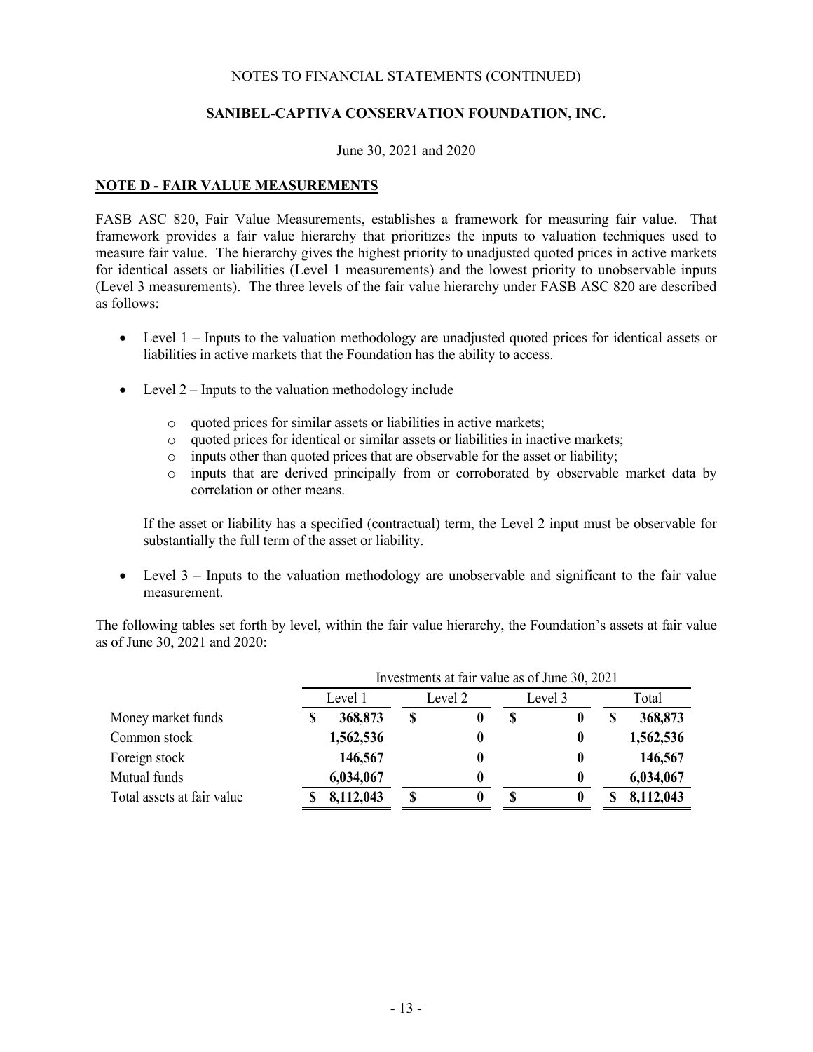NOTES TO FINANCIAL STATEMENTS (CONTINUED)

**SANIBEL-CAPTIVA CONSERVATION FOUNDATION, INC.**

June 30, 2021 and 2020

## NOTE D - FAIR VALUE MEASUREMENTS

FASB ASC 820, Fair Value Measurements, establishes a framework for measuring fair value. That framework provides a fair value hierarchy that prioritizes the inputs to valuation techniques used to measure fair value. The hierarchy gives the highest priority to unadjusted quoted prices in active markets for identical assets or liabilities (Level 1 measurements) and the lowest priority to unobservable inputs (Level 3 measurements). The three levels of the fair value hierarchy under FASB ASC 820 are described as follows:

- Level 1 – Inputs to the valuation methodology are unadjusted quoted prices for identical assets or liabilities in active markets that the Foundation has the ability to access.

- Level 2 – Inputs to the valuation methodology include
  - quoted prices for similar assets or liabilities in active markets;
  - quoted prices for identical or similar assets or liabilities in inactive markets;
  - inputs other than quoted prices that are observable for the asset or liability;
  - inputs that are derived principally from or corroborated by observable market data by correlation or other means.

  If the asset or liability has a specified (contractual) term, the Level 2 input must be observable for substantially the full term of the asset or liability.

- Level 3 – Inputs to the valuation methodology are unobservable and significant to the fair value measurement.

The following tables set forth by level, within the fair value hierarchy, the Foundation's assets at fair value as of June 30, 2021 and 2020:

| | Investments at fair value as of June 30, 2021 | | | |
|---|---|---|---|---|
| | Level 1 | Level 2 | Level 3 | Total |
| Money market funds | **$ 368,873** | **$ 0** | **$ 0** | **$ 368,873** |
| Common stock | **1,562,536** | **0** | **0** | **1,562,536** |
| Foreign stock | **146,567** | **0** | **0** | **146,567** |
| Mutual funds | **6,034,067** | **0** | **0** | **6,034,067** |
| Total assets at fair value | **$ 8,112,043** | **$ 0** | **$ 0** | **$ 8,112,043** |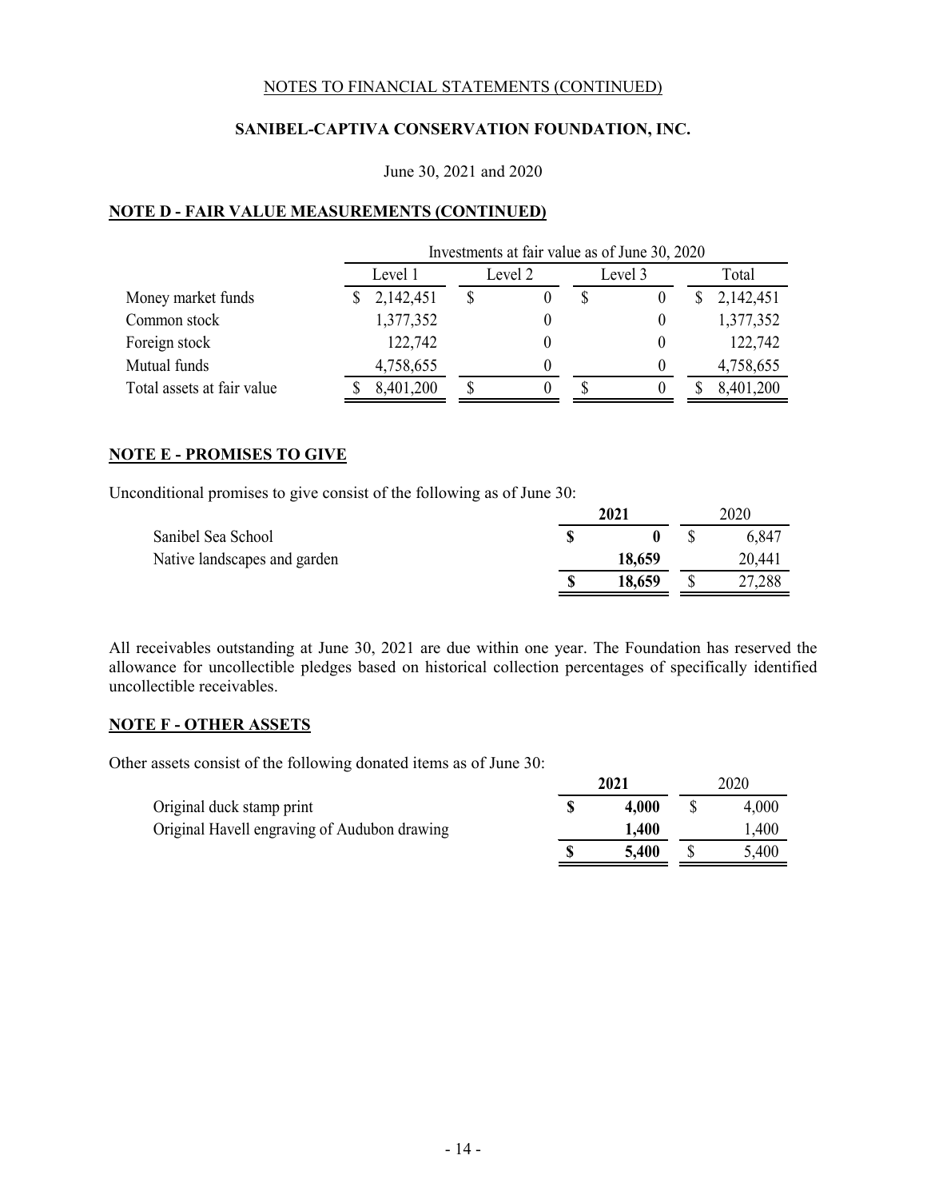NOTES TO FINANCIAL STATEMENTS (CONTINUED)

**SANIBEL-CAPTIVA CONSERVATION FOUNDATION, INC.**

June 30, 2021 and 2020

## NOTE D - FAIR VALUE MEASUREMENTS (CONTINUED)

| | Investments at fair value as of June 30, 2020 | | | |
|---|---|---|---|---|
| | Level 1 | Level 2 | Level 3 | Total |
| Money market funds | $ 2,142,451 | $ 0 | $ 0 | $ 2,142,451 |
| Common stock | 1,377,352 | 0 | 0 | 1,377,352 |
| Foreign stock | 122,742 | 0 | 0 | 122,742 |
| Mutual funds | 4,758,655 | 0 | 0 | 4,758,655 |
| Total assets at fair value | $ 8,401,200 | $ 0 | $ 0 | $ 8,401,200 |

## NOTE E - PROMISES TO GIVE

Unconditional promises to give consist of the following as of June 30:

| | **2021** | 2020 |
|---|---|---|
| Sanibel Sea School | **$ 0** | $ 6,847 |
| Native landscapes and garden | **18,659** | 20,441 |
| | **$ 18,659** | $ 27,288 |

All receivables outstanding at June 30, 2021 are due within one year. The Foundation has reserved the allowance for uncollectible pledges based on historical collection percentages of specifically identified uncollectible receivables.

## NOTE F - OTHER ASSETS

Other assets consist of the following donated items as of June 30:

| | **2021** | 2020 |
|---|---|---|
| Original duck stamp print | **$ 4,000** | $ 4,000 |
| Original Havell engraving of Audubon drawing | **1,400** | 1,400 |
| | **$ 5,400** | $ 5,400 |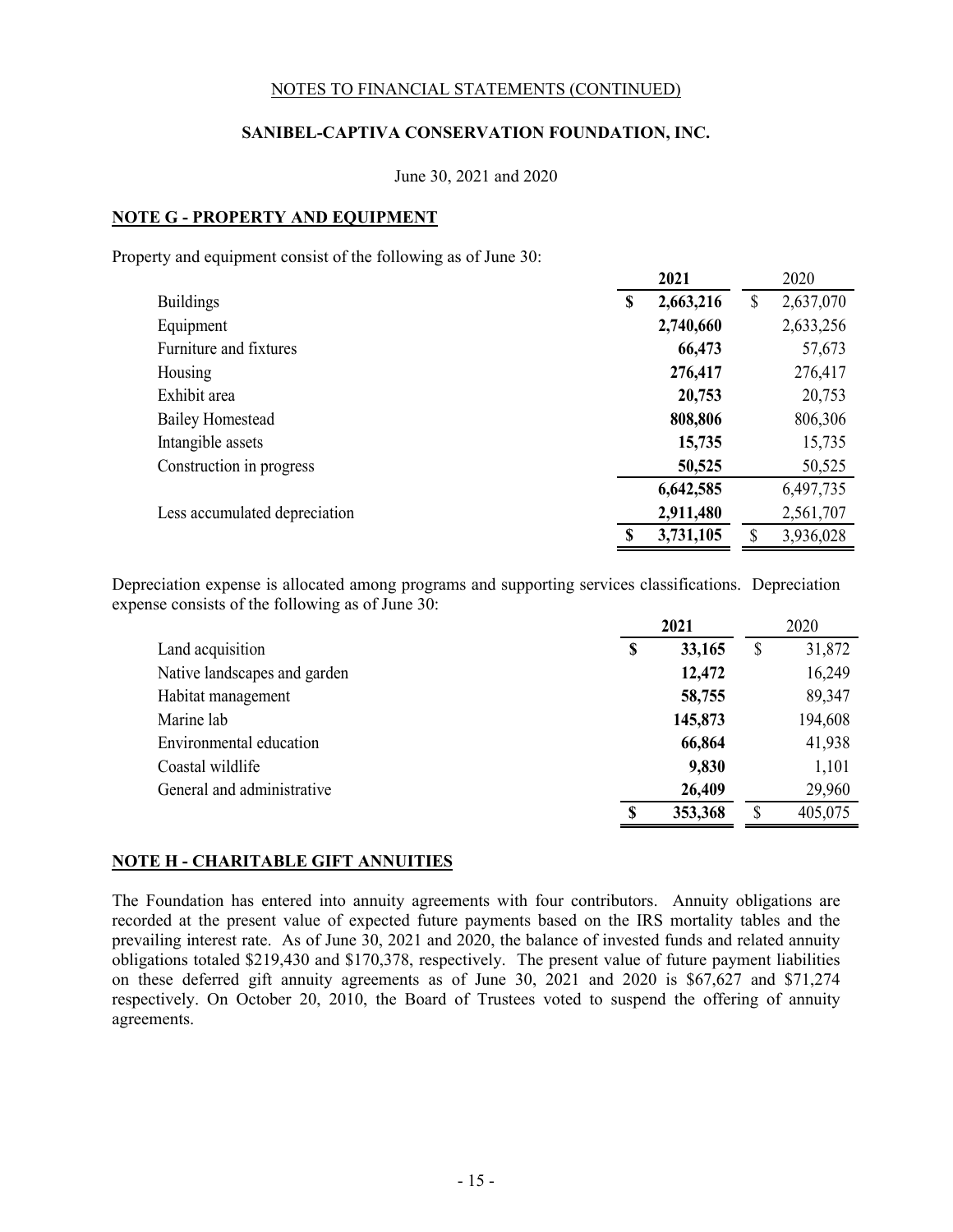NOTES TO FINANCIAL STATEMENTS (CONTINUED)

**SANIBEL-CAPTIVA CONSERVATION FOUNDATION, INC.**

June 30, 2021 and 2020

## NOTE G - PROPERTY AND EQUIPMENT

Property and equipment consist of the following as of June 30:

| | **2021** | 2020 |
|---|---|---|
| Buildings | **$ 2,663,216** | $ 2,637,070 |
| Equipment | **2,740,660** | 2,633,256 |
| Furniture and fixtures | **66,473** | 57,673 |
| Housing | **276,417** | 276,417 |
| Exhibit area | **20,753** | 20,753 |
| Bailey Homestead | **808,806** | 806,306 |
| Intangible assets | **15,735** | 15,735 |
| Construction in progress | **50,525** | 50,525 |
| | **6,642,585** | 6,497,735 |
| Less accumulated depreciation | **2,911,480** | 2,561,707 |
| | **$ 3,731,105** | $ 3,936,028 |

Depreciation expense is allocated among programs and supporting services classifications. Depreciation expense consists of the following as of June 30:

| | **2021** | 2020 |
|---|---|---|
| Land acquisition | **$ 33,165** | $ 31,872 |
| Native landscapes and garden | **12,472** | 16,249 |
| Habitat management | **58,755** | 89,347 |
| Marine lab | **145,873** | 194,608 |
| Environmental education | **66,864** | 41,938 |
| Coastal wildlife | **9,830** | 1,101 |
| General and administrative | **26,409** | 29,960 |
| | **$ 353,368** | $ 405,075 |

## NOTE H - CHARITABLE GIFT ANNUITIES

The Foundation has entered into annuity agreements with four contributors. Annuity obligations are recorded at the present value of expected future payments based on the IRS mortality tables and the prevailing interest rate. As of June 30, 2021 and 2020, the balance of invested funds and related annuity obligations totaled $219,430 and $170,378, respectively. The present value of future payment liabilities on these deferred gift annuity agreements as of June 30, 2021 and 2020 is $67,627 and $71,274 respectively. On October 20, 2010, the Board of Trustees voted to suspend the offering of annuity agreements.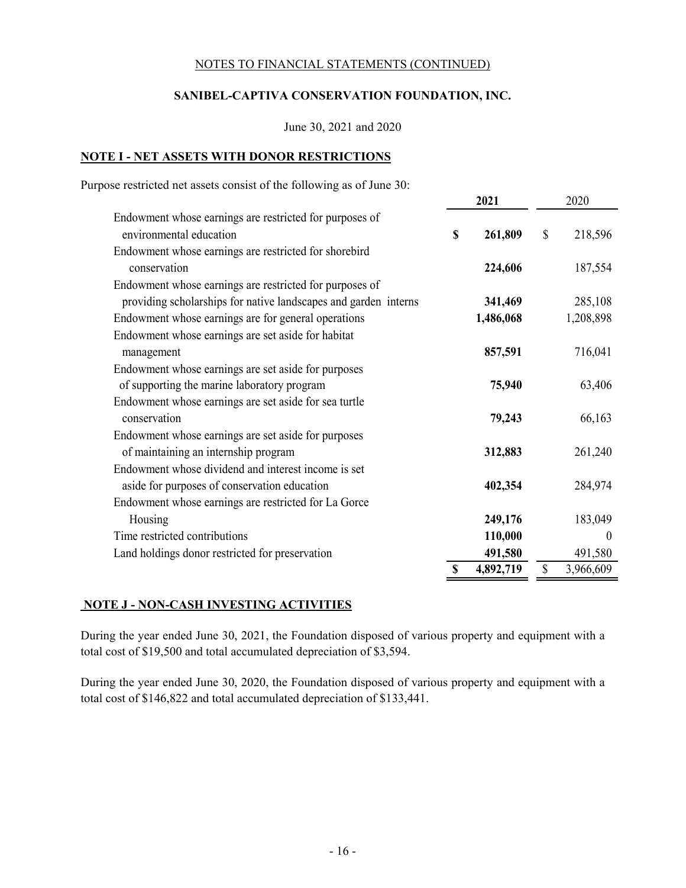NOTES TO FINANCIAL STATEMENTS (CONTINUED)

**SANIBEL-CAPTIVA CONSERVATION FOUNDATION, INC.**

June 30, 2021 and 2020

## NOTE I - NET ASSETS WITH DONOR RESTRICTIONS

Purpose restricted net assets consist of the following as of June 30:

| | 2021 | 2020 |
|---|---|---|
| Endowment whose earnings are restricted for purposes of environmental education | **$ 261,809** | $ 218,596 |
| Endowment whose earnings are restricted for shorebird conservation | **224,606** | 187,554 |
| Endowment whose earnings are restricted for purposes of providing scholarships for native landscapes and garden interns | **341,469** | 285,108 |
| Endowment whose earnings are for general operations | **1,486,068** | 1,208,898 |
| Endowment whose earnings are set aside for habitat management | **857,591** | 716,041 |
| Endowment whose earnings are set aside for purposes of supporting the marine laboratory program | **75,940** | 63,406 |
| Endowment whose earnings are set aside for sea turtle conservation | **79,243** | 66,163 |
| Endowment whose earnings are set aside for purposes of maintaining an internship program | **312,883** | 261,240 |
| Endowment whose dividend and interest income is set aside for purposes of conservation education | **402,354** | 284,974 |
| Endowment whose earnings are restricted for La Gorce Housing | **249,176** | 183,049 |
| Time restricted contributions | **110,000** | 0 |
| Land holdings donor restricted for preservation | **491,580** | 491,580 |
| | **$ 4,892,719** | $ 3,966,609 |

## NOTE J - NON-CASH INVESTING ACTIVITIES

During the year ended June 30, 2021, the Foundation disposed of various property and equipment with a total cost of $19,500 and total accumulated depreciation of $3,594.

During the year ended June 30, 2020, the Foundation disposed of various property and equipment with a total cost of $146,822 and total accumulated depreciation of $133,441.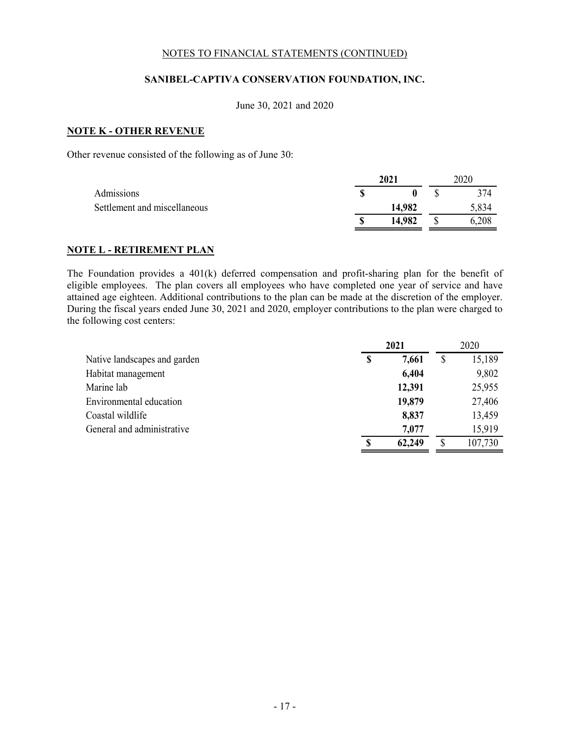NOTES TO FINANCIAL STATEMENTS (CONTINUED)

**SANIBEL-CAPTIVA CONSERVATION FOUNDATION, INC.**

June 30, 2021 and 2020

## NOTE K - OTHER REVENUE

Other revenue consisted of the following as of June 30:

| | **2021** | 2020 |
|---|---|---|
| Admissions | **$ 0** | $ 374 |
| Settlement and miscellaneous | **14,982** | 5,834 |
| | **$ 14,982** | $ 6,208 |

## NOTE L - RETIREMENT PLAN

The Foundation provides a 401(k) deferred compensation and profit-sharing plan for the benefit of eligible employees. The plan covers all employees who have completed one year of service and have attained age eighteen. Additional contributions to the plan can be made at the discretion of the employer. During the fiscal years ended June 30, 2021 and 2020, employer contributions to the plan were charged to the following cost centers:

| | **2021** | 2020 |
|---|---|---|
| Native landscapes and garden | **$ 7,661** | $ 15,189 |
| Habitat management | **6,404** | 9,802 |
| Marine lab | **12,391** | 25,955 |
| Environmental education | **19,879** | 27,406 |
| Coastal wildlife | **8,837** | 13,459 |
| General and administrative | **7,077** | 15,919 |
| | **$ 62,249** | $ 107,730 |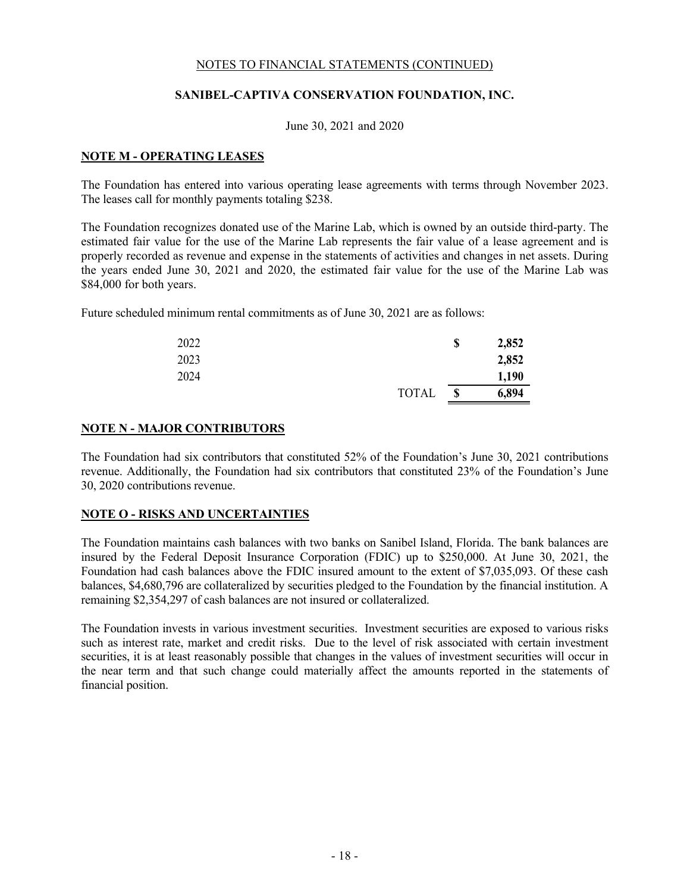NOTES TO FINANCIAL STATEMENTS (CONTINUED)

**SANIBEL-CAPTIVA CONSERVATION FOUNDATION, INC.**

June 30, 2021 and 2020

## NOTE M - OPERATING LEASES

The Foundation has entered into various operating lease agreements with terms through November 2023. The leases call for monthly payments totaling $238.

The Foundation recognizes donated use of the Marine Lab, which is owned by an outside third-party. The estimated fair value for the use of the Marine Lab represents the fair value of a lease agreement and is properly recorded as revenue and expense in the statements of activities and changes in net assets. During the years ended June 30, 2021 and 2020, the estimated fair value for the use of the Marine Lab was $84,000 for both years.

Future scheduled minimum rental commitments as of June 30, 2021 are as follows:

| | | |
|---|---|---|
| 2022 | $ | **2,852** |
| 2023 | | **2,852** |
| 2024 | | **1,190** |
| TOTAL | $ | **6,894** |

## NOTE N - MAJOR CONTRIBUTORS

The Foundation had six contributors that constituted 52% of the Foundation's June 30, 2021 contributions revenue. Additionally, the Foundation had six contributors that constituted 23% of the Foundation's June 30, 2020 contributions revenue.

## NOTE O - RISKS AND UNCERTAINTIES

The Foundation maintains cash balances with two banks on Sanibel Island, Florida. The bank balances are insured by the Federal Deposit Insurance Corporation (FDIC) up to $250,000. At June 30, 2021, the Foundation had cash balances above the FDIC insured amount to the extent of $7,035,093. Of these cash balances, $4,680,796 are collateralized by securities pledged to the Foundation by the financial institution. A remaining $2,354,297 of cash balances are not insured or collateralized.

The Foundation invests in various investment securities. Investment securities are exposed to various risks such as interest rate, market and credit risks. Due to the level of risk associated with certain investment securities, it is at least reasonably possible that changes in the values of investment securities will occur in the near term and that such change could materially affect the amounts reported in the statements of financial position.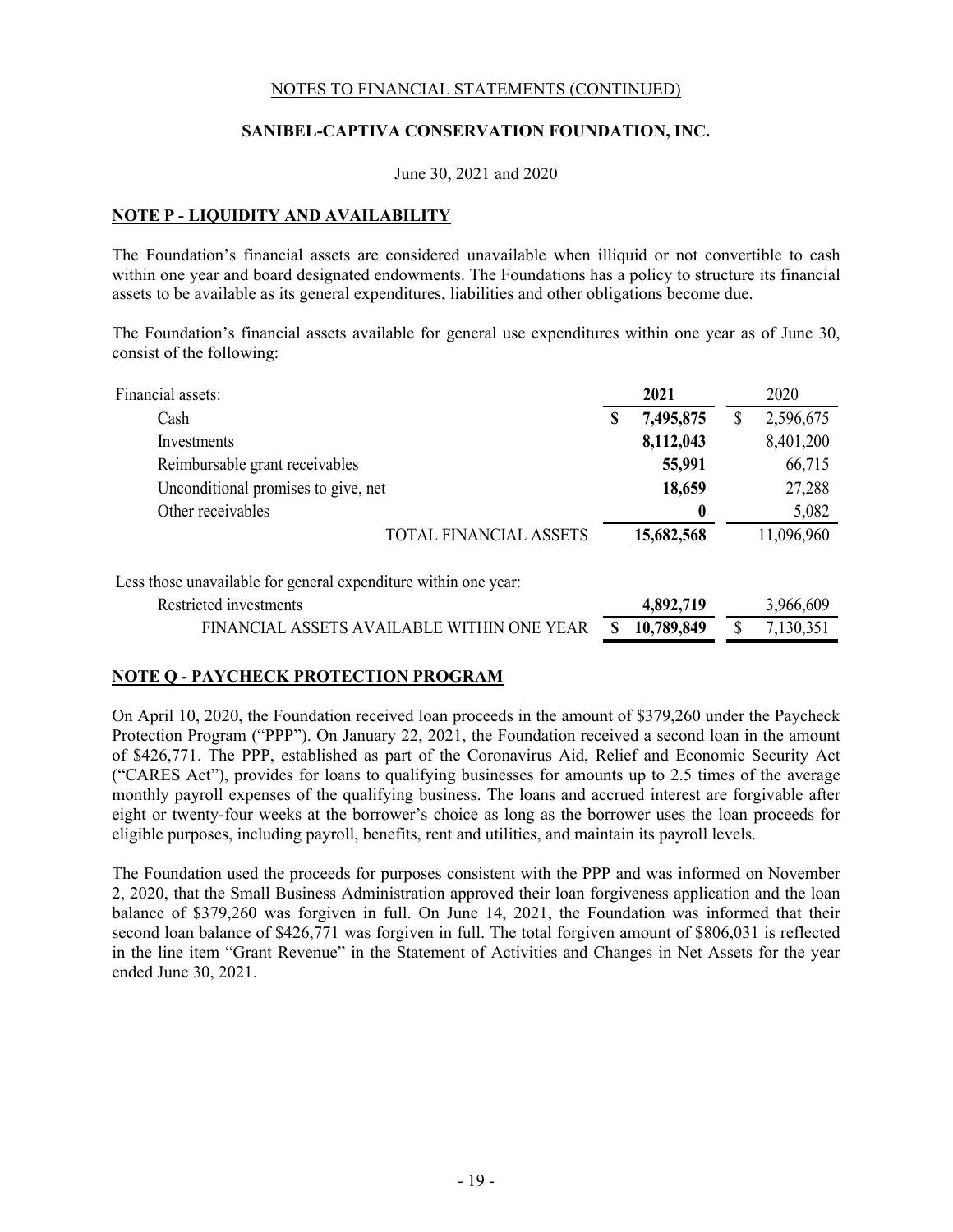NOTES TO FINANCIAL STATEMENTS (CONTINUED)

**SANIBEL-CAPTIVA CONSERVATION FOUNDATION, INC.**

June 30, 2021 and 2020

## NOTE P - LIQUIDITY AND AVAILABILITY

The Foundation's financial assets are considered unavailable when illiquid or not convertible to cash within one year and board designated endowments. The Foundations has a policy to structure its financial assets to be available as its general expenditures, liabilities and other obligations become due.

The Foundation's financial assets available for general use expenditures within one year as of June 30, consist of the following:

| Financial assets: | **2021** | 2020 |
|---|---|---|
| Cash | **$ 7,495,875** | $ 2,596,675 |
| Investments | **8,112,043** | 8,401,200 |
| Reimbursable grant receivables | **55,991** | 66,715 |
| Unconditional promises to give, net | **18,659** | 27,288 |
| Other receivables | **0** | 5,082 |
| TOTAL FINANCIAL ASSETS | **15,682,568** | 11,096,960 |
| Less those unavailable for general expenditure within one year: | | |
| Restricted investments | **4,892,719** | 3,966,609 |
| FINANCIAL ASSETS AVAILABLE WITHIN ONE YEAR | **$ 10,789,849** | $ 7,130,351 |

## NOTE Q - PAYCHECK PROTECTION PROGRAM

On April 10, 2020, the Foundation received loan proceeds in the amount of $379,260 under the Paycheck Protection Program ("PPP"). On January 22, 2021, the Foundation received a second loan in the amount of $426,771. The PPP, established as part of the Coronavirus Aid, Relief and Economic Security Act ("CARES Act"), provides for loans to qualifying businesses for amounts up to 2.5 times of the average monthly payroll expenses of the qualifying business. The loans and accrued interest are forgivable after eight or twenty-four weeks at the borrower's choice as long as the borrower uses the loan proceeds for eligible purposes, including payroll, benefits, rent and utilities, and maintain its payroll levels.

The Foundation used the proceeds for purposes consistent with the PPP and was informed on November 2, 2020, that the Small Business Administration approved their loan forgiveness application and the loan balance of $379,260 was forgiven in full. On June 14, 2021, the Foundation was informed that their second loan balance of $426,771 was forgiven in full. The total forgiven amount of $806,031 is reflected in the line item "Grant Revenue" in the Statement of Activities and Changes in Net Assets for the year ended June 30, 2021.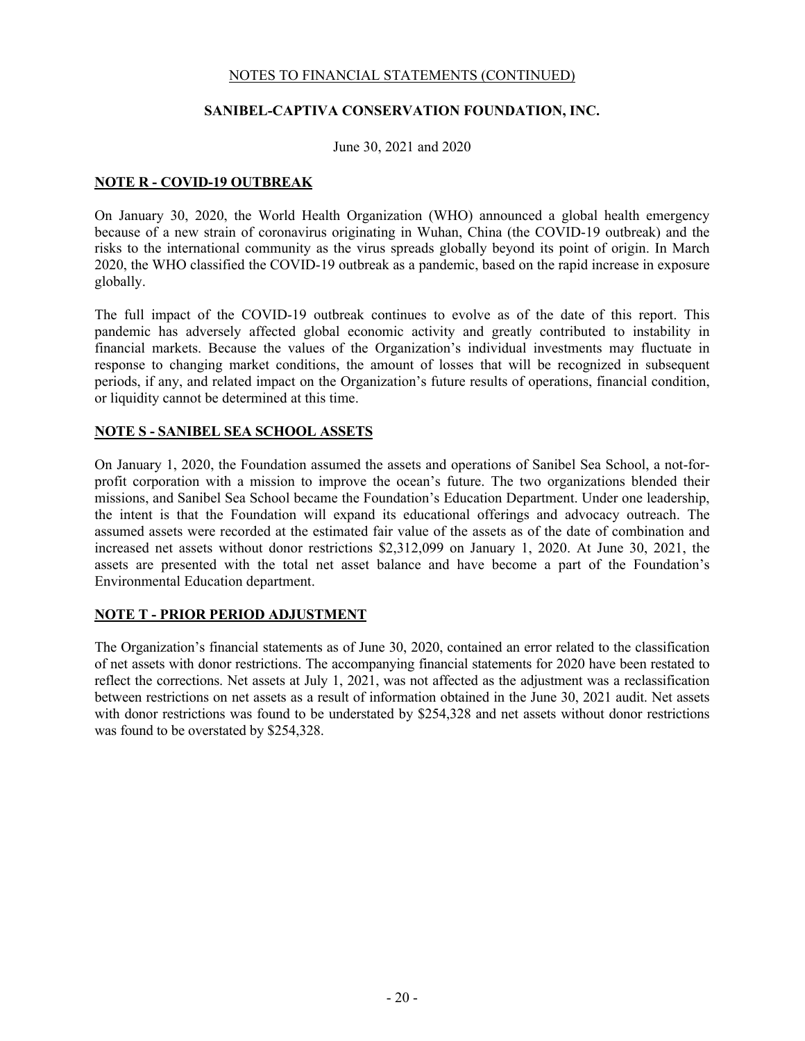NOTES TO FINANCIAL STATEMENTS (CONTINUED)

**SANIBEL-CAPTIVA CONSERVATION FOUNDATION, INC.**

June 30, 2021 and 2020

## NOTE R - COVID-19 OUTBREAK

On January 30, 2020, the World Health Organization (WHO) announced a global health emergency because of a new strain of coronavirus originating in Wuhan, China (the COVID-19 outbreak) and the risks to the international community as the virus spreads globally beyond its point of origin. In March 2020, the WHO classified the COVID-19 outbreak as a pandemic, based on the rapid increase in exposure globally.

The full impact of the COVID-19 outbreak continues to evolve as of the date of this report. This pandemic has adversely affected global economic activity and greatly contributed to instability in financial markets. Because the values of the Organization's individual investments may fluctuate in response to changing market conditions, the amount of losses that will be recognized in subsequent periods, if any, and related impact on the Organization's future results of operations, financial condition, or liquidity cannot be determined at this time.

## NOTE S - SANIBEL SEA SCHOOL ASSETS

On January 1, 2020, the Foundation assumed the assets and operations of Sanibel Sea School, a not-for-profit corporation with a mission to improve the ocean's future. The two organizations blended their missions, and Sanibel Sea School became the Foundation's Education Department. Under one leadership, the intent is that the Foundation will expand its educational offerings and advocacy outreach. The assumed assets were recorded at the estimated fair value of the assets as of the date of combination and increased net assets without donor restrictions $2,312,099 on January 1, 2020. At June 30, 2021, the assets are presented with the total net asset balance and have become a part of the Foundation's Environmental Education department.

## NOTE T - PRIOR PERIOD ADJUSTMENT

The Organization's financial statements as of June 30, 2020, contained an error related to the classification of net assets with donor restrictions. The accompanying financial statements for 2020 have been restated to reflect the corrections. Net assets at July 1, 2021, was not affected as the adjustment was a reclassification between restrictions on net assets as a result of information obtained in the June 30, 2021 audit. Net assets with donor restrictions was found to be understated by $254,328 and net assets without donor restrictions was found to be overstated by $254,328.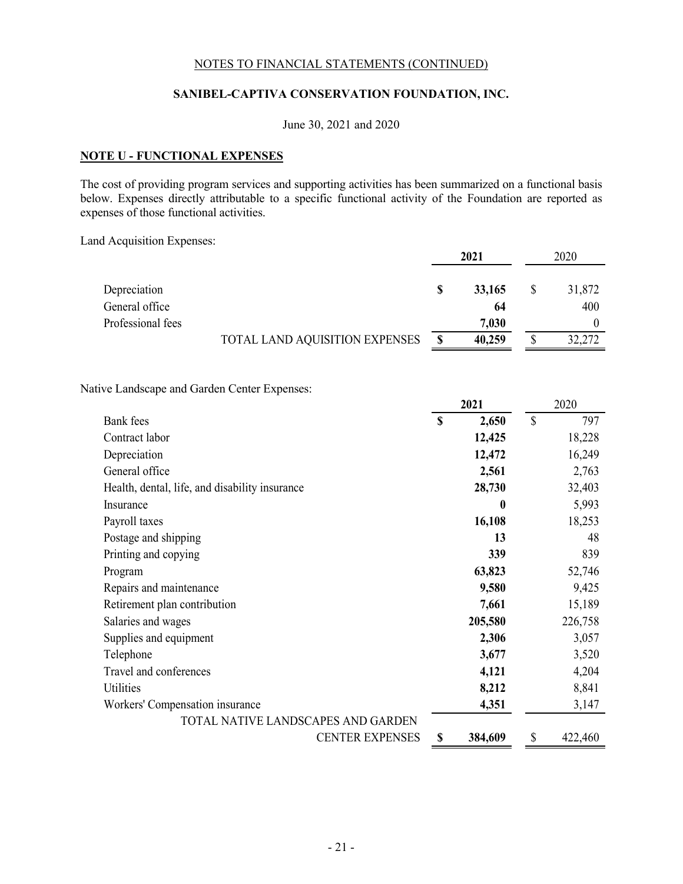NOTES TO FINANCIAL STATEMENTS (CONTINUED)

**SANIBEL-CAPTIVA CONSERVATION FOUNDATION, INC.**

June 30, 2021 and 2020

## NOTE U - FUNCTIONAL EXPENSES

The cost of providing program services and supporting activities has been summarized on a functional basis below. Expenses directly attributable to a specific functional activity of the Foundation are reported as expenses of those functional activities.

Land Acquisition Expenses:

| | **2021** | 2020 |
|---|---|---|
| Depreciation | **$ 33,165** | $ 31,872 |
| General office | **64** | 400 |
| Professional fees | **7,030** | 0 |
| TOTAL LAND AQUISITION EXPENSES | **$ 40,259** | $ 32,272 |

Native Landscape and Garden Center Expenses:

| | **2021** | 2020 |
|---|---|---|
| Bank fees | **$ 2,650** | $ 797 |
| Contract labor | **12,425** | 18,228 |
| Depreciation | **12,472** | 16,249 |
| General office | **2,561** | 2,763 |
| Health, dental, life, and disability insurance | **28,730** | 32,403 |
| Insurance | **0** | 5,993 |
| Payroll taxes | **16,108** | 18,253 |
| Postage and shipping | **13** | 48 |
| Printing and copying | **339** | 839 |
| Program | **63,823** | 52,746 |
| Repairs and maintenance | **9,580** | 9,425 |
| Retirement plan contribution | **7,661** | 15,189 |
| Salaries and wages | **205,580** | 226,758 |
| Supplies and equipment | **2,306** | 3,057 |
| Telephone | **3,677** | 3,520 |
| Travel and conferences | **4,121** | 4,204 |
| Utilities | **8,212** | 8,841 |
| Workers' Compensation insurance | **4,351** | 3,147 |
| TOTAL NATIVE LANDSCAPES AND GARDEN CENTER EXPENSES | **$ 384,609** | $ 422,460 |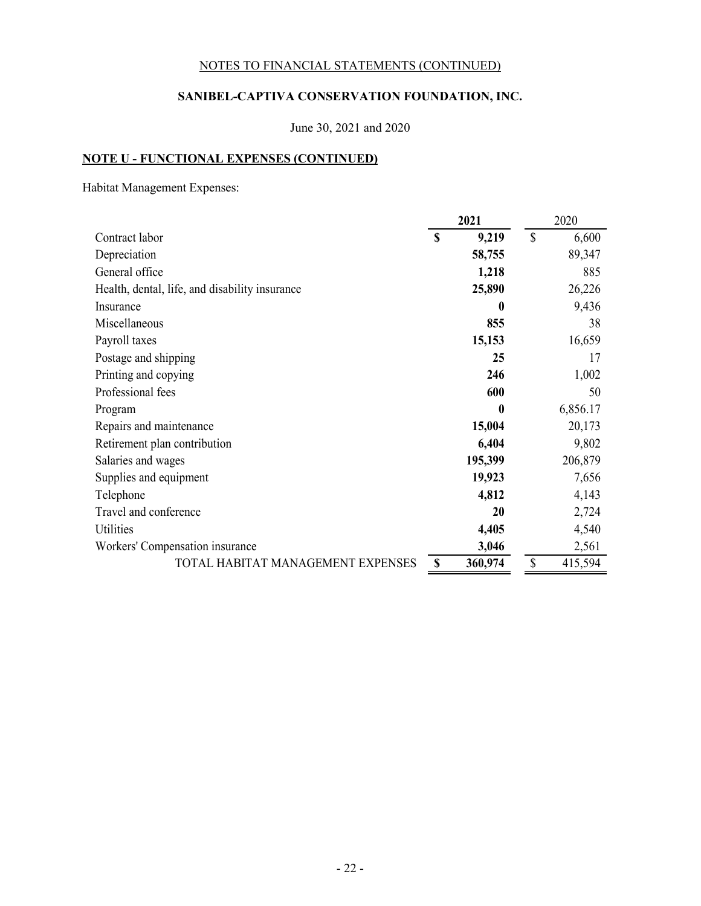NOTES TO FINANCIAL STATEMENTS (CONTINUED)

**SANIBEL-CAPTIVA CONSERVATION FOUNDATION, INC.**

June 30, 2021 and 2020

**NOTE U - FUNCTIONAL EXPENSES (CONTINUED)**

Habitat Management Expenses:

| | **2021** | 2020 |
|---|---|---|
| Contract labor | **$ 9,219** | $ 6,600 |
| Depreciation | **58,755** | 89,347 |
| General office | **1,218** | 885 |
| Health, dental, life, and disability insurance | **25,890** | 26,226 |
| Insurance | **0** | 9,436 |
| Miscellaneous | **855** | 38 |
| Payroll taxes | **15,153** | 16,659 |
| Postage and shipping | **25** | 17 |
| Printing and copying | **246** | 1,002 |
| Professional fees | **600** | 50 |
| Program | **0** | 6,856.17 |
| Repairs and maintenance | **15,004** | 20,173 |
| Retirement plan contribution | **6,404** | 9,802 |
| Salaries and wages | **195,399** | 206,879 |
| Supplies and equipment | **19,923** | 7,656 |
| Telephone | **4,812** | 4,143 |
| Travel and conference | **20** | 2,724 |
| Utilities | **4,405** | 4,540 |
| Workers' Compensation insurance | **3,046** | 2,561 |
| TOTAL HABITAT MANAGEMENT EXPENSES | **$ 360,974** | $ 415,594 |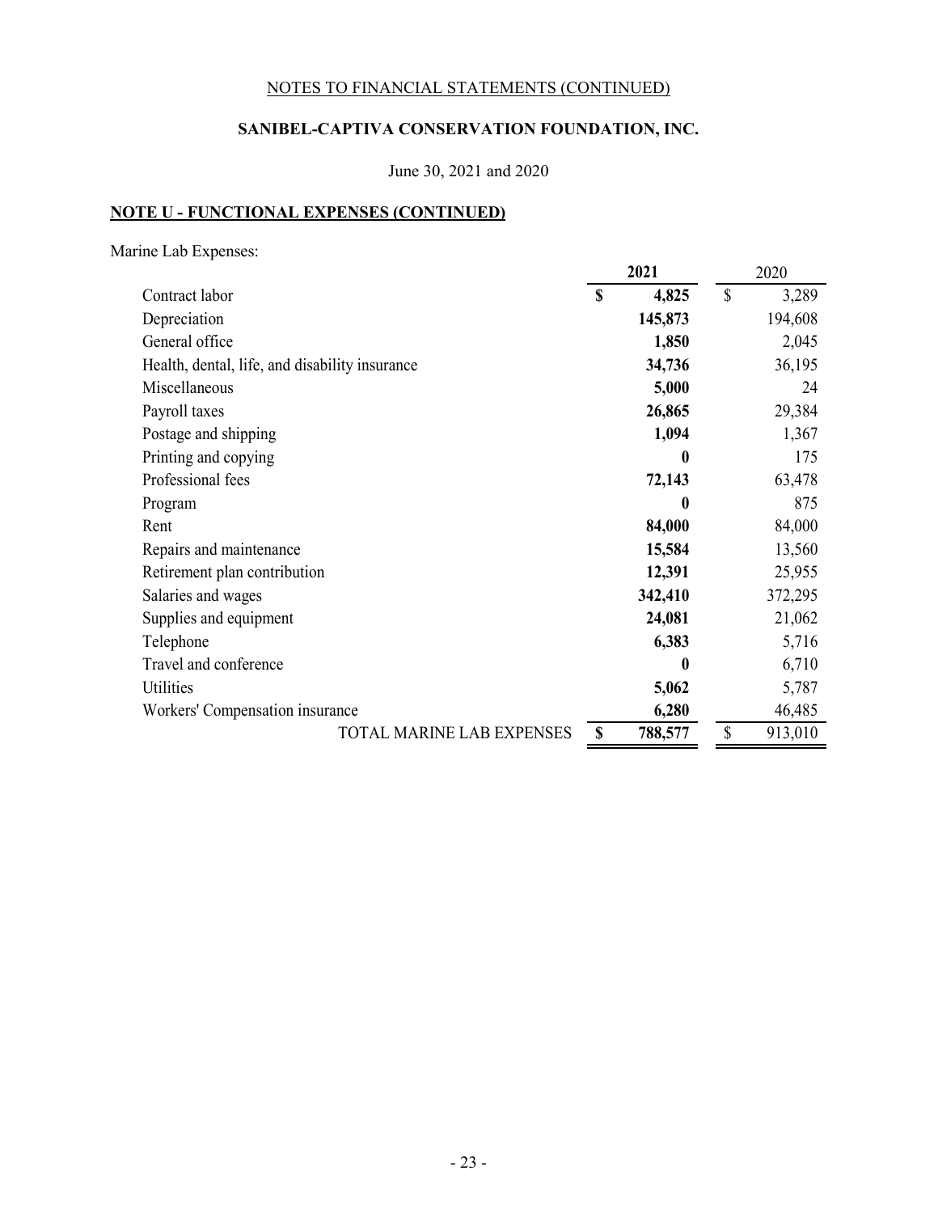NOTES TO FINANCIAL STATEMENTS (CONTINUED)

**SANIBEL-CAPTIVA CONSERVATION FOUNDATION, INC.**

June 30, 2021 and 2020

**NOTE U - FUNCTIONAL EXPENSES (CONTINUED)**

Marine Lab Expenses:

| | **2021** | 2020 |
|---|---|---|
| Contract labor | **$ 4,825** | $ 3,289 |
| Depreciation | **145,873** | 194,608 |
| General office | **1,850** | 2,045 |
| Health, dental, life, and disability insurance | **34,736** | 36,195 |
| Miscellaneous | **5,000** | 24 |
| Payroll taxes | **26,865** | 29,384 |
| Postage and shipping | **1,094** | 1,367 |
| Printing and copying | **0** | 175 |
| Professional fees | **72,143** | 63,478 |
| Program | **0** | 875 |
| Rent | **84,000** | 84,000 |
| Repairs and maintenance | **15,584** | 13,560 |
| Retirement plan contribution | **12,391** | 25,955 |
| Salaries and wages | **342,410** | 372,295 |
| Supplies and equipment | **24,081** | 21,062 |
| Telephone | **6,383** | 5,716 |
| Travel and conference | **0** | 6,710 |
| Utilities | **5,062** | 5,787 |
| Workers' Compensation insurance | **6,280** | 46,485 |
| TOTAL MARINE LAB EXPENSES | **$ 788,577** | $ 913,010 |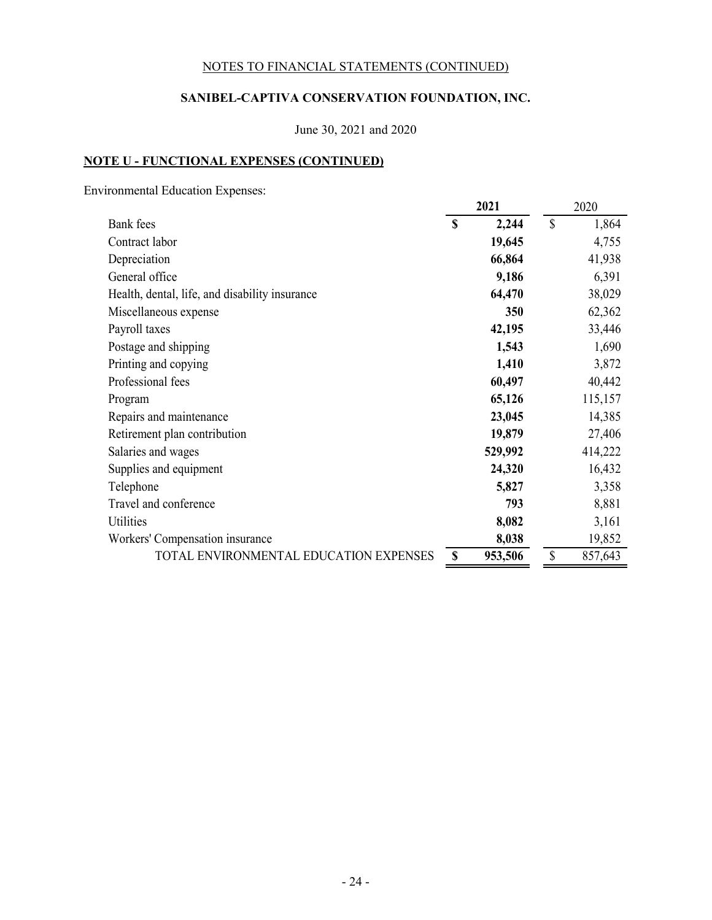NOTES TO FINANCIAL STATEMENTS (CONTINUED)

**SANIBEL-CAPTIVA CONSERVATION FOUNDATION, INC.**

June 30, 2021 and 2020

**NOTE U - FUNCTIONAL EXPENSES (CONTINUED)**

Environmental Education Expenses:

| | **2021** | 2020 |
|---|---|---|
| Bank fees | **$ 2,244** | $ 1,864 |
| Contract labor | **19,645** | 4,755 |
| Depreciation | **66,864** | 41,938 |
| General office | **9,186** | 6,391 |
| Health, dental, life, and disability insurance | **64,470** | 38,029 |
| Miscellaneous expense | **350** | 62,362 |
| Payroll taxes | **42,195** | 33,446 |
| Postage and shipping | **1,543** | 1,690 |
| Printing and copying | **1,410** | 3,872 |
| Professional fees | **60,497** | 40,442 |
| Program | **65,126** | 115,157 |
| Repairs and maintenance | **23,045** | 14,385 |
| Retirement plan contribution | **19,879** | 27,406 |
| Salaries and wages | **529,992** | 414,222 |
| Supplies and equipment | **24,320** | 16,432 |
| Telephone | **5,827** | 3,358 |
| Travel and conference | **793** | 8,881 |
| Utilities | **8,082** | 3,161 |
| Workers' Compensation insurance | **8,038** | 19,852 |
| TOTAL ENVIRONMENTAL EDUCATION EXPENSES | **$ 953,506** | $ 857,643 |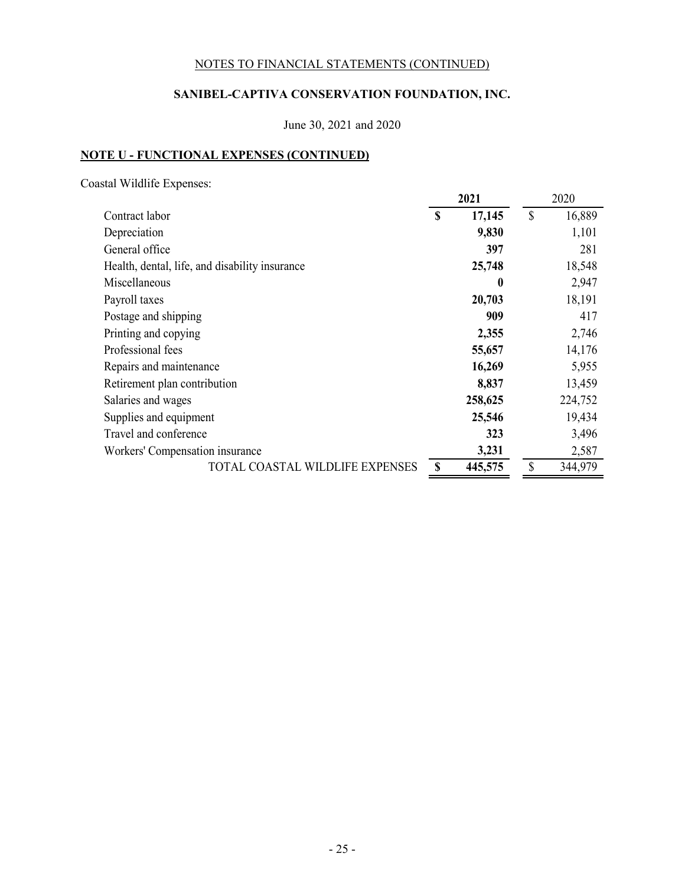NOTES TO FINANCIAL STATEMENTS (CONTINUED)

**SANIBEL-CAPTIVA CONSERVATION FOUNDATION, INC.**

June 30, 2021 and 2020

**NOTE U - FUNCTIONAL EXPENSES (CONTINUED)**

Coastal Wildlife Expenses:

| | 2021 | 2020 |
|---|---|---|
| Contract labor | $ 17,145 | $ 16,889 |
| Depreciation | 9,830 | 1,101 |
| General office | 397 | 281 |
| Health, dental, life, and disability insurance | 25,748 | 18,548 |
| Miscellaneous | 0 | 2,947 |
| Payroll taxes | 20,703 | 18,191 |
| Postage and shipping | 909 | 417 |
| Printing and copying | 2,355 | 2,746 |
| Professional fees | 55,657 | 14,176 |
| Repairs and maintenance | 16,269 | 5,955 |
| Retirement plan contribution | 8,837 | 13,459 |
| Salaries and wages | 258,625 | 224,752 |
| Supplies and equipment | 25,546 | 19,434 |
| Travel and conference | 323 | 3,496 |
| Workers' Compensation insurance | 3,231 | 2,587 |
| TOTAL COASTAL WILDLIFE EXPENSES | $ 445,575 | $ 344,979 |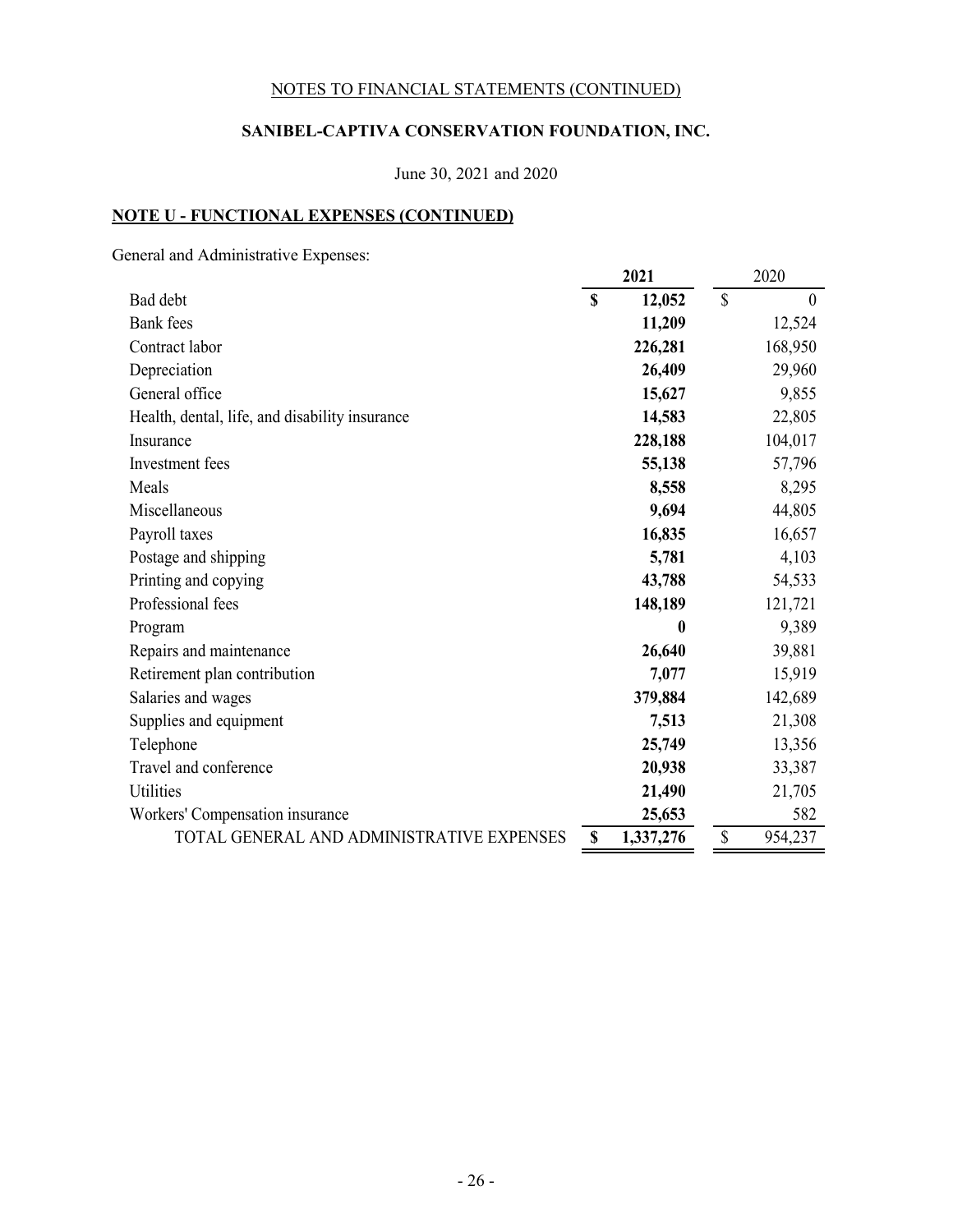NOTES TO FINANCIAL STATEMENTS (CONTINUED)

**SANIBEL-CAPTIVA CONSERVATION FOUNDATION, INC.**

June 30, 2021 and 2020

## NOTE U - FUNCTIONAL EXPENSES (CONTINUED)

General and Administrative Expenses:

| | **2021** | 2020 |
|---|---|---|
| Bad debt | **$ 12,052** | $ 0 |
| Bank fees | **11,209** | 12,524 |
| Contract labor | **226,281** | 168,950 |
| Depreciation | **26,409** | 29,960 |
| General office | **15,627** | 9,855 |
| Health, dental, life, and disability insurance | **14,583** | 22,805 |
| Insurance | **228,188** | 104,017 |
| Investment fees | **55,138** | 57,796 |
| Meals | **8,558** | 8,295 |
| Miscellaneous | **9,694** | 44,805 |
| Payroll taxes | **16,835** | 16,657 |
| Postage and shipping | **5,781** | 4,103 |
| Printing and copying | **43,788** | 54,533 |
| Professional fees | **148,189** | 121,721 |
| Program | **0** | 9,389 |
| Repairs and maintenance | **26,640** | 39,881 |
| Retirement plan contribution | **7,077** | 15,919 |
| Salaries and wages | **379,884** | 142,689 |
| Supplies and equipment | **7,513** | 21,308 |
| Telephone | **25,749** | 13,356 |
| Travel and conference | **20,938** | 33,387 |
| Utilities | **21,490** | 21,705 |
| Workers' Compensation insurance | **25,653** | 582 |
| TOTAL GENERAL AND ADMINISTRATIVE EXPENSES | **$ 1,337,276** | $ 954,237 |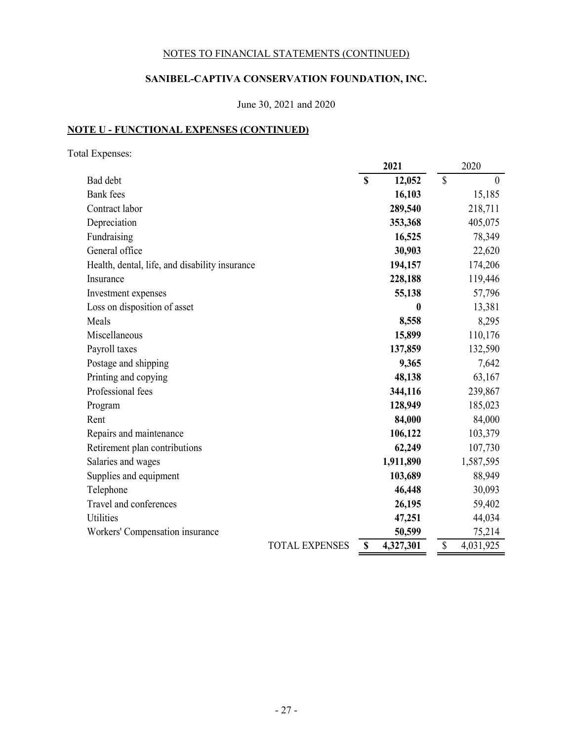NOTES TO FINANCIAL STATEMENTS (CONTINUED)

**SANIBEL-CAPTIVA CONSERVATION FOUNDATION, INC.**

June 30, 2021 and 2020

**NOTE U - FUNCTIONAL EXPENSES (CONTINUED)**

Total Expenses:

| | **2021** | 2020 |
|---|---|---|
| Bad debt | **$ 12,052** | $ 0 |
| Bank fees | **16,103** | 15,185 |
| Contract labor | **289,540** | 218,711 |
| Depreciation | **353,368** | 405,075 |
| Fundraising | **16,525** | 78,349 |
| General office | **30,903** | 22,620 |
| Health, dental, life, and disability insurance | **194,157** | 174,206 |
| Insurance | **228,188** | 119,446 |
| Investment expenses | **55,138** | 57,796 |
| Loss on disposition of asset | **0** | 13,381 |
| Meals | **8,558** | 8,295 |
| Miscellaneous | **15,899** | 110,176 |
| Payroll taxes | **137,859** | 132,590 |
| Postage and shipping | **9,365** | 7,642 |
| Printing and copying | **48,138** | 63,167 |
| Professional fees | **344,116** | 239,867 |
| Program | **128,949** | 185,023 |
| Rent | **84,000** | 84,000 |
| Repairs and maintenance | **106,122** | 103,379 |
| Retirement plan contributions | **62,249** | 107,730 |
| Salaries and wages | **1,911,890** | 1,587,595 |
| Supplies and equipment | **103,689** | 88,949 |
| Telephone | **46,448** | 30,093 |
| Travel and conferences | **26,195** | 59,402 |
| Utilities | **47,251** | 44,034 |
| Workers' Compensation insurance | **50,599** | 75,214 |
| TOTAL EXPENSES | **$ 4,327,301** | $ 4,031,925 |